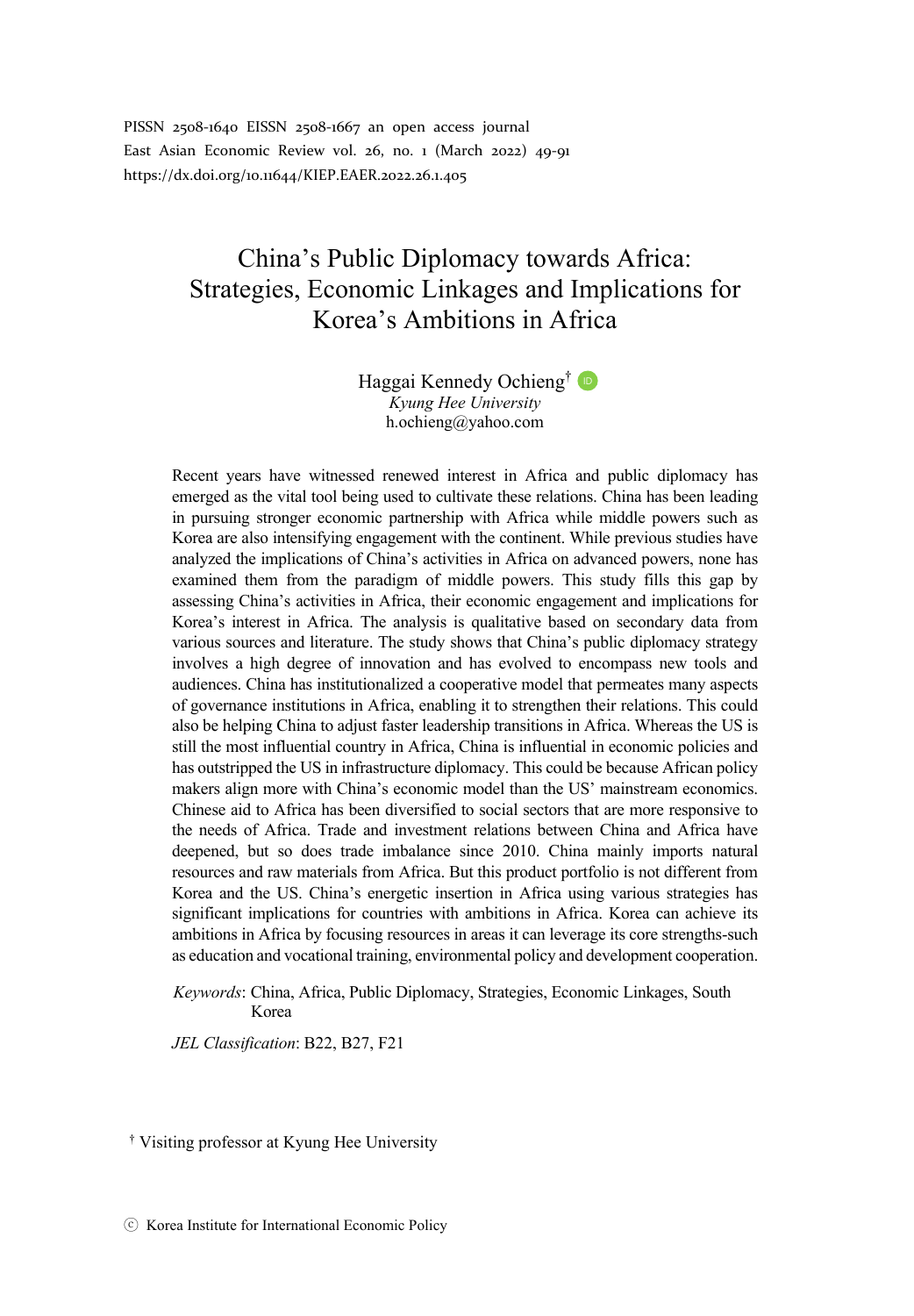PISSN 2508-1640 EISSN 2508-1667 an open access journal
East Asian Economic Review vol. 26, no. 1 (March 2022) 49-91
https://dx.doi.org/10.11644/KIEP.EAER.2022.26.1.405

# China's Public Diplomacy towards Africa: Strategies, Economic Linkages and Implications for Korea's Ambitions in Africa

Haggai Kennedy Ochieng[†]
*Kyung Hee University*
h.ochieng@yahoo.com

Recent years have witnessed renewed interest in Africa and public diplomacy has emerged as the vital tool being used to cultivate these relations. China has been leading in pursuing stronger economic partnership with Africa while middle powers such as Korea are also intensifying engagement with the continent. While previous studies have analyzed the implications of China's activities in Africa on advanced powers, none has examined them from the paradigm of middle powers. This study fills this gap by assessing China's activities in Africa, their economic engagement and implications for Korea's interest in Africa. The analysis is qualitative based on secondary data from various sources and literature. The study shows that China's public diplomacy strategy involves a high degree of innovation and has evolved to encompass new tools and audiences. China has institutionalized a cooperative model that permeates many aspects of governance institutions in Africa, enabling it to strengthen their relations. This could also be helping China to adjust faster leadership transitions in Africa. Whereas the US is still the most influential country in Africa, China is influential in economic policies and has outstripped the US in infrastructure diplomacy. This could be because African policy makers align more with China's economic model than the US' mainstream economics. Chinese aid to Africa has been diversified to social sectors that are more responsive to the needs of Africa. Trade and investment relations between China and Africa have deepened, but so does trade imbalance since 2010. China mainly imports natural resources and raw materials from Africa. But this product portfolio is not different from Korea and the US. China's energetic insertion in Africa using various strategies has significant implications for countries with ambitions in Africa. Korea can achieve its ambitions in Africa by focusing resources in areas it can leverage its core strengths-such as education and vocational training, environmental policy and development cooperation.

*Keywords*: China, Africa, Public Diplomacy, Strategies, Economic Linkages, South Korea

*JEL Classification*: B22, B27, F21

[†] Visiting professor at Kyung Hee University

ⓒ Korea Institute for International Economic Policy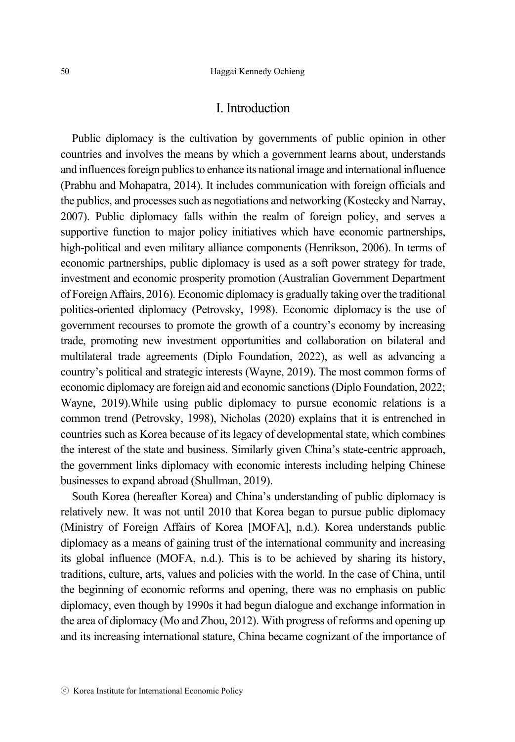## I. Introduction

Public diplomacy is the cultivation by governments of public opinion in other countries and involves the means by which a government learns about, understands and influences foreign publics to enhance its national image and international influence (Prabhu and Mohapatra, 2014). It includes communication with foreign officials and the publics, and processes such as negotiations and networking (Kostecky and Narray, 2007). Public diplomacy falls within the realm of foreign policy, and serves a supportive function to major policy initiatives which have economic partnerships, high-political and even military alliance components (Henrikson, 2006). In terms of economic partnerships, public diplomacy is used as a soft power strategy for trade, investment and economic prosperity promotion (Australian Government Department of Foreign Affairs, 2016). Economic diplomacy is gradually taking over the traditional politics-oriented diplomacy (Petrovsky, 1998). Economic diplomacy is the use of government recourses to promote the growth of a country's economy by increasing trade, promoting new investment opportunities and collaboration on bilateral and multilateral trade agreements (Diplo Foundation, 2022), as well as advancing a country's political and strategic interests (Wayne, 2019). The most common forms of economic diplomacy are foreign aid and economic sanctions (Diplo Foundation, 2022; Wayne, 2019).While using public diplomacy to pursue economic relations is a common trend (Petrovsky, 1998), Nicholas (2020) explains that it is entrenched in countries such as Korea because of its legacy of developmental state, which combines the interest of the state and business. Similarly given China's state-centric approach, the government links diplomacy with economic interests including helping Chinese businesses to expand abroad (Shullman, 2019).

South Korea (hereafter Korea) and China's understanding of public diplomacy is relatively new. It was not until 2010 that Korea began to pursue public diplomacy (Ministry of Foreign Affairs of Korea [MOFA], n.d.). Korea understands public diplomacy as a means of gaining trust of the international community and increasing its global influence (MOFA, n.d.). This is to be achieved by sharing its history, traditions, culture, arts, values and policies with the world. In the case of China, until the beginning of economic reforms and opening, there was no emphasis on public diplomacy, even though by 1990s it had begun dialogue and exchange information in the area of diplomacy (Mo and Zhou, 2012). With progress of reforms and opening up and its increasing international stature, China became cognizant of the importance of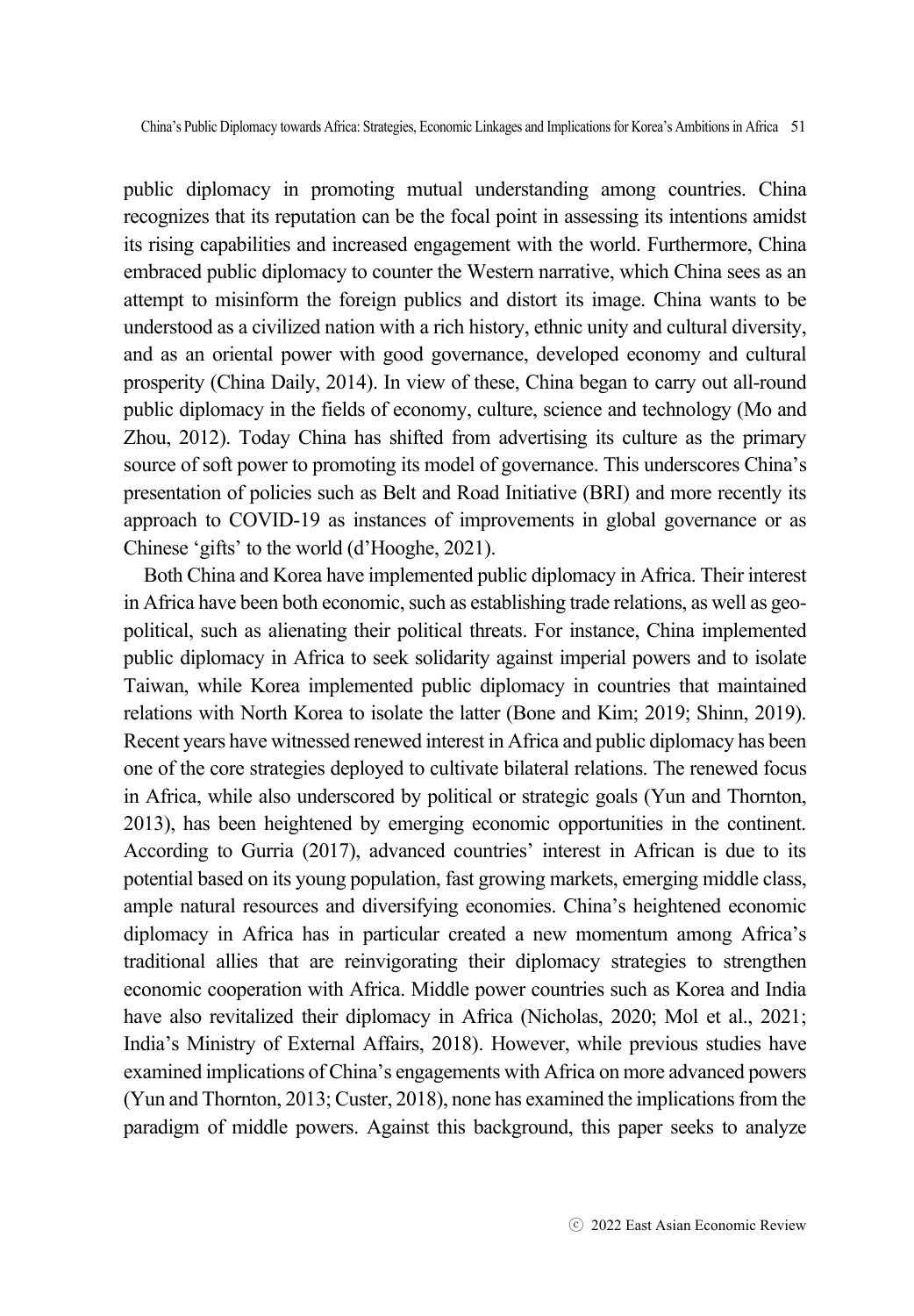public diplomacy in promoting mutual understanding among countries. China recognizes that its reputation can be the focal point in assessing its intentions amidst its rising capabilities and increased engagement with the world. Furthermore, China embraced public diplomacy to counter the Western narrative, which China sees as an attempt to misinform the foreign publics and distort its image. China wants to be understood as a civilized nation with a rich history, ethnic unity and cultural diversity, and as an oriental power with good governance, developed economy and cultural prosperity (China Daily, 2014). In view of these, China began to carry out all-round public diplomacy in the fields of economy, culture, science and technology (Mo and Zhou, 2012). Today China has shifted from advertising its culture as the primary source of soft power to promoting its model of governance. This underscores China's presentation of policies such as Belt and Road Initiative (BRI) and more recently its approach to COVID-19 as instances of improvements in global governance or as Chinese 'gifts' to the world (d'Hooghe, 2021).

Both China and Korea have implemented public diplomacy in Africa. Their interest in Africa have been both economic, such as establishing trade relations, as well as geo-political, such as alienating their political threats. For instance, China implemented public diplomacy in Africa to seek solidarity against imperial powers and to isolate Taiwan, while Korea implemented public diplomacy in countries that maintained relations with North Korea to isolate the latter (Bone and Kim; 2019; Shinn, 2019). Recent years have witnessed renewed interest in Africa and public diplomacy has been one of the core strategies deployed to cultivate bilateral relations. The renewed focus in Africa, while also underscored by political or strategic goals (Yun and Thornton, 2013), has been heightened by emerging economic opportunities in the continent. According to Gurria (2017), advanced countries' interest in African is due to its potential based on its young population, fast growing markets, emerging middle class, ample natural resources and diversifying economies. China's heightened economic diplomacy in Africa has in particular created a new momentum among Africa's traditional allies that are reinvigorating their diplomacy strategies to strengthen economic cooperation with Africa. Middle power countries such as Korea and India have also revitalized their diplomacy in Africa (Nicholas, 2020; Mol et al., 2021; India's Ministry of External Affairs, 2018). However, while previous studies have examined implications of China's engagements with Africa on more advanced powers (Yun and Thornton, 2013; Custer, 2018), none has examined the implications from the paradigm of middle powers. Against this background, this paper seeks to analyze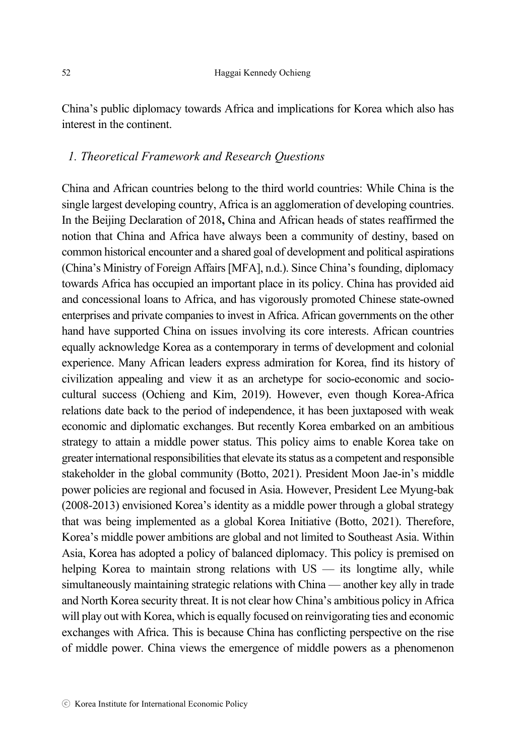China's public diplomacy towards Africa and implications for Korea which also has interest in the continent.

### *1. Theoretical Framework and Research Questions*

China and African countries belong to the third world countries: While China is the single largest developing country, Africa is an agglomeration of developing countries. In the Beijing Declaration of 2018**,** China and African heads of states reaffirmed the notion that China and Africa have always been a community of destiny, based on common historical encounter and a shared goal of development and political aspirations (China's Ministry of Foreign Affairs [MFA], n.d.). Since China's founding, diplomacy towards Africa has occupied an important place in its policy. China has provided aid and concessional loans to Africa, and has vigorously promoted Chinese state-owned enterprises and private companies to invest in Africa. African governments on the other hand have supported China on issues involving its core interests. African countries equally acknowledge Korea as a contemporary in terms of development and colonial experience. Many African leaders express admiration for Korea, find its history of civilization appealing and view it as an archetype for socio-economic and socio-cultural success (Ochieng and Kim, 2019). However, even though Korea-Africa relations date back to the period of independence, it has been juxtaposed with weak economic and diplomatic exchanges. But recently Korea embarked on an ambitious strategy to attain a middle power status. This policy aims to enable Korea take on greater international responsibilities that elevate its status as a competent and responsible stakeholder in the global community (Botto, 2021). President Moon Jae-in's middle power policies are regional and focused in Asia. However, President Lee Myung-bak (2008-2013) envisioned Korea's identity as a middle power through a global strategy that was being implemented as a global Korea Initiative (Botto, 2021). Therefore, Korea's middle power ambitions are global and not limited to Southeast Asia. Within Asia, Korea has adopted a policy of balanced diplomacy. This policy is premised on helping Korea to maintain strong relations with US — its longtime ally, while simultaneously maintaining strategic relations with China — another key ally in trade and North Korea security threat. It is not clear how China's ambitious policy in Africa will play out with Korea, which is equally focused on reinvigorating ties and economic exchanges with Africa. This is because China has conflicting perspective on the rise of middle power. China views the emergence of middle powers as a phenomenon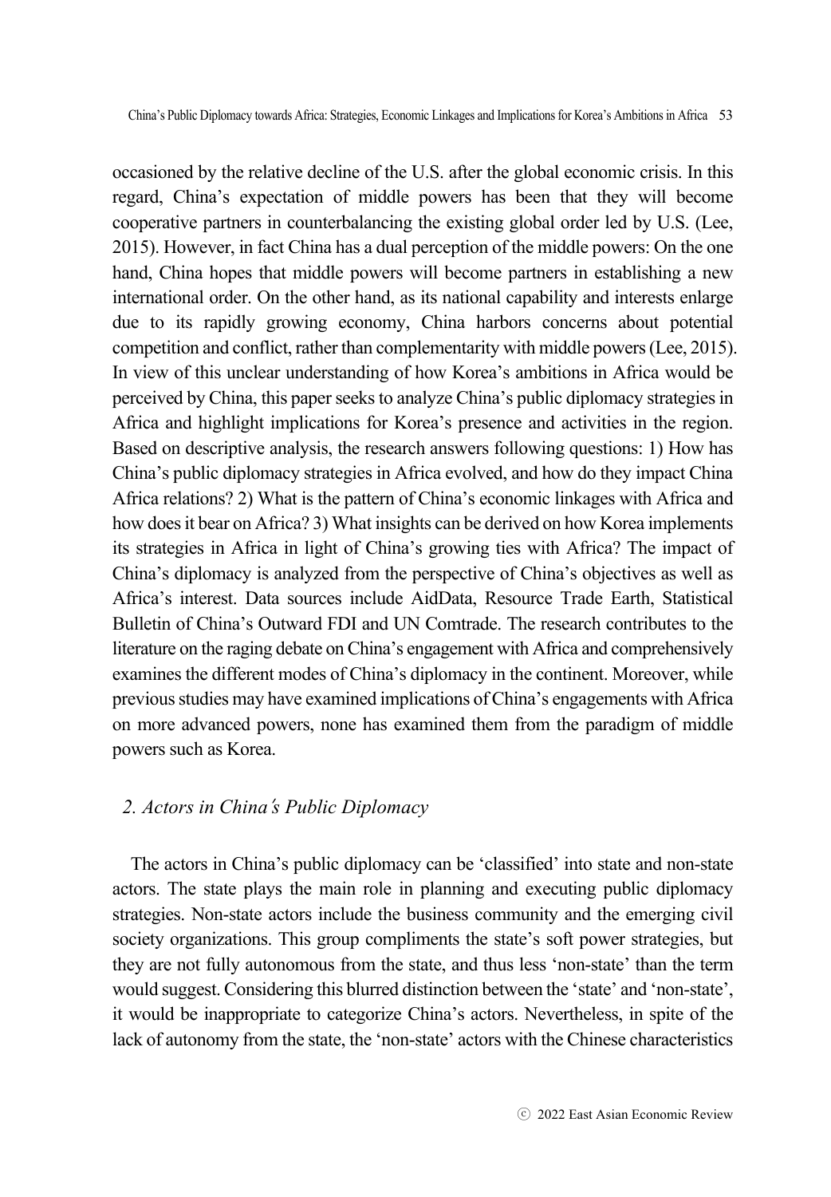occasioned by the relative decline of the U.S. after the global economic crisis. In this regard, China's expectation of middle powers has been that they will become cooperative partners in counterbalancing the existing global order led by U.S. (Lee, 2015). However, in fact China has a dual perception of the middle powers: On the one hand, China hopes that middle powers will become partners in establishing a new international order. On the other hand, as its national capability and interests enlarge due to its rapidly growing economy, China harbors concerns about potential competition and conflict, rather than complementarity with middle powers (Lee, 2015). In view of this unclear understanding of how Korea's ambitions in Africa would be perceived by China, this paper seeks to analyze China's public diplomacy strategies in Africa and highlight implications for Korea's presence and activities in the region. Based on descriptive analysis, the research answers following questions: 1) How has China's public diplomacy strategies in Africa evolved, and how do they impact China Africa relations? 2) What is the pattern of China's economic linkages with Africa and how does it bear on Africa? 3) What insights can be derived on how Korea implements its strategies in Africa in light of China's growing ties with Africa? The impact of China's diplomacy is analyzed from the perspective of China's objectives as well as Africa's interest. Data sources include AidData, Resource Trade Earth, Statistical Bulletin of China's Outward FDI and UN Comtrade. The research contributes to the literature on the raging debate on China's engagement with Africa and comprehensively examines the different modes of China's diplomacy in the continent. Moreover, while previous studies may have examined implications of China's engagements with Africa on more advanced powers, none has examined them from the paradigm of middle powers such as Korea.

## *2. Actors in China's Public Diplomacy*

The actors in China's public diplomacy can be 'classified' into state and non-state actors. The state plays the main role in planning and executing public diplomacy strategies. Non-state actors include the business community and the emerging civil society organizations. This group compliments the state's soft power strategies, but they are not fully autonomous from the state, and thus less 'non-state' than the term would suggest. Considering this blurred distinction between the 'state' and 'non-state', it would be inappropriate to categorize China's actors. Nevertheless, in spite of the lack of autonomy from the state, the 'non-state' actors with the Chinese characteristics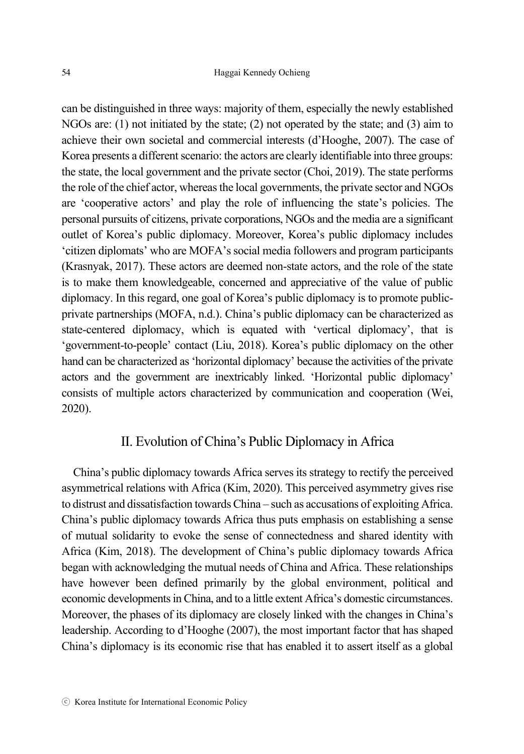can be distinguished in three ways: majority of them, especially the newly established NGOs are: (1) not initiated by the state; (2) not operated by the state; and (3) aim to achieve their own societal and commercial interests (d'Hooghe, 2007). The case of Korea presents a different scenario: the actors are clearly identifiable into three groups: the state, the local government and the private sector (Choi, 2019). The state performs the role of the chief actor, whereas the local governments, the private sector and NGOs are 'cooperative actors' and play the role of influencing the state's policies. The personal pursuits of citizens, private corporations, NGOs and the media are a significant outlet of Korea's public diplomacy. Moreover, Korea's public diplomacy includes 'citizen diplomats' who are MOFA's social media followers and program participants (Krasnyak, 2017). These actors are deemed non-state actors, and the role of the state is to make them knowledgeable, concerned and appreciative of the value of public diplomacy. In this regard, one goal of Korea's public diplomacy is to promote public-private partnerships (MOFA, n.d.). China's public diplomacy can be characterized as state-centered diplomacy, which is equated with 'vertical diplomacy', that is 'government-to-people' contact (Liu, 2018). Korea's public diplomacy on the other hand can be characterized as 'horizontal diplomacy' because the activities of the private actors and the government are inextricably linked. 'Horizontal public diplomacy' consists of multiple actors characterized by communication and cooperation (Wei, 2020).

## II. Evolution of China's Public Diplomacy in Africa

China's public diplomacy towards Africa serves its strategy to rectify the perceived asymmetrical relations with Africa (Kim, 2020). This perceived asymmetry gives rise to distrust and dissatisfaction towards China – such as accusations of exploiting Africa. China's public diplomacy towards Africa thus puts emphasis on establishing a sense of mutual solidarity to evoke the sense of connectedness and shared identity with Africa (Kim, 2018). The development of China's public diplomacy towards Africa began with acknowledging the mutual needs of China and Africa. These relationships have however been defined primarily by the global environment, political and economic developments in China, and to a little extent Africa's domestic circumstances. Moreover, the phases of its diplomacy are closely linked with the changes in China's leadership. According to d'Hooghe (2007), the most important factor that has shaped China's diplomacy is its economic rise that has enabled it to assert itself as a global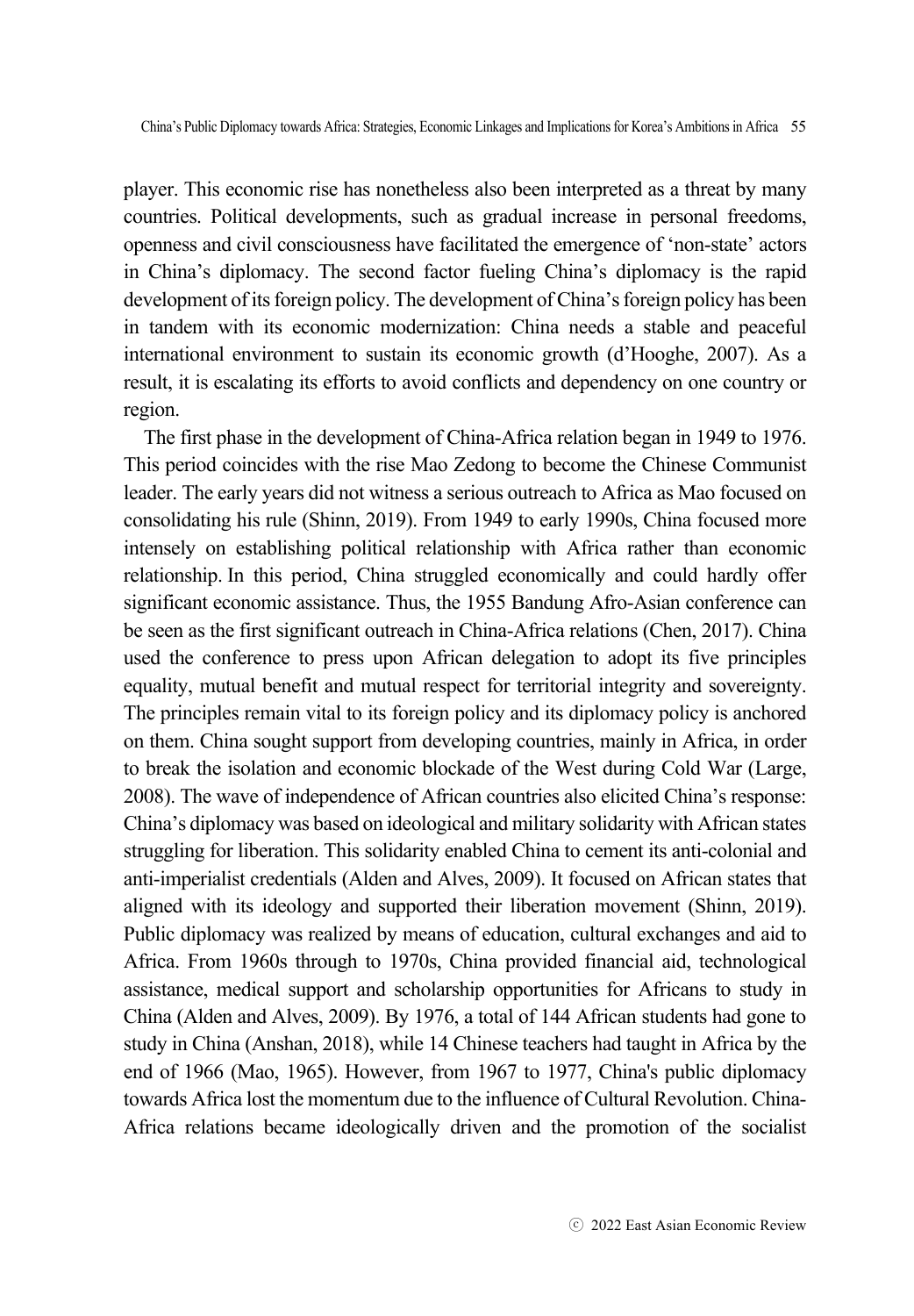player. This economic rise has nonetheless also been interpreted as a threat by many countries. Political developments, such as gradual increase in personal freedoms, openness and civil consciousness have facilitated the emergence of 'non-state' actors in China's diplomacy. The second factor fueling China's diplomacy is the rapid development of its foreign policy. The development of China's foreign policy has been in tandem with its economic modernization: China needs a stable and peaceful international environment to sustain its economic growth (d'Hooghe, 2007). As a result, it is escalating its efforts to avoid conflicts and dependency on one country or region.

The first phase in the development of China-Africa relation began in 1949 to 1976. This period coincides with the rise Mao Zedong to become the Chinese Communist leader. The early years did not witness a serious outreach to Africa as Mao focused on consolidating his rule (Shinn, 2019). From 1949 to early 1990s, China focused more intensely on establishing political relationship with Africa rather than economic relationship. In this period, China struggled economically and could hardly offer significant economic assistance. Thus, the 1955 Bandung Afro-Asian conference can be seen as the first significant outreach in China-Africa relations (Chen, 2017). China used the conference to press upon African delegation to adopt its five principles equality, mutual benefit and mutual respect for territorial integrity and sovereignty. The principles remain vital to its foreign policy and its diplomacy policy is anchored on them. China sought support from developing countries, mainly in Africa, in order to break the isolation and economic blockade of the West during Cold War (Large, 2008). The wave of independence of African countries also elicited China's response: China's diplomacy was based on ideological and military solidarity with African states struggling for liberation. This solidarity enabled China to cement its anti-colonial and anti-imperialist credentials (Alden and Alves, 2009). It focused on African states that aligned with its ideology and supported their liberation movement (Shinn, 2019). Public diplomacy was realized by means of education, cultural exchanges and aid to Africa. From 1960s through to 1970s, China provided financial aid, technological assistance, medical support and scholarship opportunities for Africans to study in China (Alden and Alves, 2009). By 1976, a total of 144 African students had gone to study in China (Anshan, 2018), while 14 Chinese teachers had taught in Africa by the end of 1966 (Mao, 1965). However, from 1967 to 1977, China's public diplomacy towards Africa lost the momentum due to the influence of Cultural Revolution. China-Africa relations became ideologically driven and the promotion of the socialist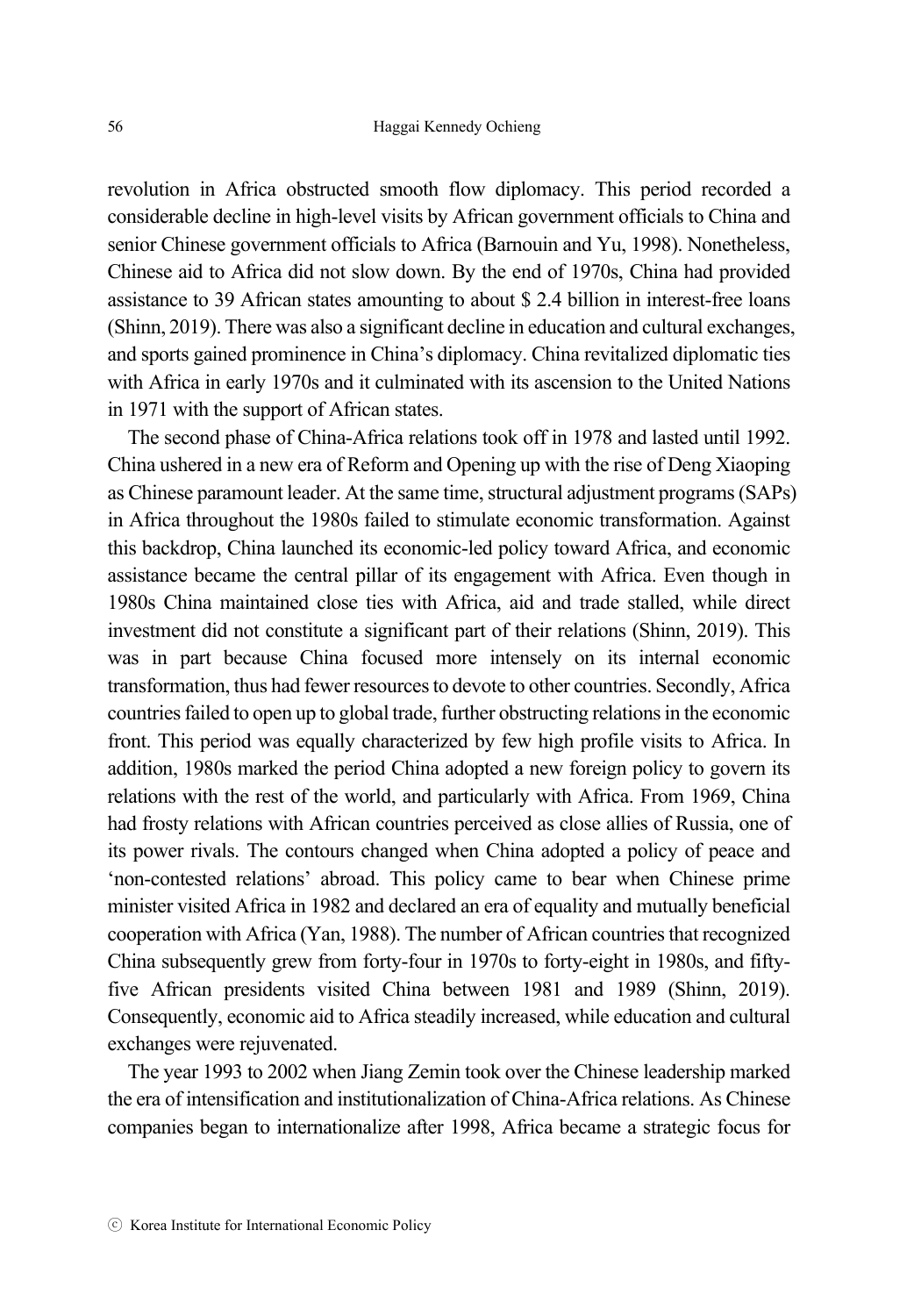revolution in Africa obstructed smooth flow diplomacy. This period recorded a considerable decline in high-level visits by African government officials to China and senior Chinese government officials to Africa (Barnouin and Yu, 1998). Nonetheless, Chinese aid to Africa did not slow down. By the end of 1970s, China had provided assistance to 39 African states amounting to about $ 2.4 billion in interest-free loans (Shinn, 2019). There was also a significant decline in education and cultural exchanges, and sports gained prominence in China's diplomacy. China revitalized diplomatic ties with Africa in early 1970s and it culminated with its ascension to the United Nations in 1971 with the support of African states.

The second phase of China-Africa relations took off in 1978 and lasted until 1992. China ushered in a new era of Reform and Opening up with the rise of Deng Xiaoping as Chinese paramount leader. At the same time, structural adjustment programs (SAPs) in Africa throughout the 1980s failed to stimulate economic transformation. Against this backdrop, China launched its economic-led policy toward Africa, and economic assistance became the central pillar of its engagement with Africa. Even though in 1980s China maintained close ties with Africa, aid and trade stalled, while direct investment did not constitute a significant part of their relations (Shinn, 2019). This was in part because China focused more intensely on its internal economic transformation, thus had fewer resources to devote to other countries. Secondly, Africa countries failed to open up to global trade, further obstructing relations in the economic front. This period was equally characterized by few high profile visits to Africa. In addition, 1980s marked the period China adopted a new foreign policy to govern its relations with the rest of the world, and particularly with Africa. From 1969, China had frosty relations with African countries perceived as close allies of Russia, one of its power rivals. The contours changed when China adopted a policy of peace and 'non-contested relations' abroad. This policy came to bear when Chinese prime minister visited Africa in 1982 and declared an era of equality and mutually beneficial cooperation with Africa (Yan, 1988). The number of African countries that recognized China subsequently grew from forty-four in 1970s to forty-eight in 1980s, and fifty-five African presidents visited China between 1981 and 1989 (Shinn, 2019). Consequently, economic aid to Africa steadily increased, while education and cultural exchanges were rejuvenated.

The year 1993 to 2002 when Jiang Zemin took over the Chinese leadership marked the era of intensification and institutionalization of China-Africa relations. As Chinese companies began to internationalize after 1998, Africa became a strategic focus for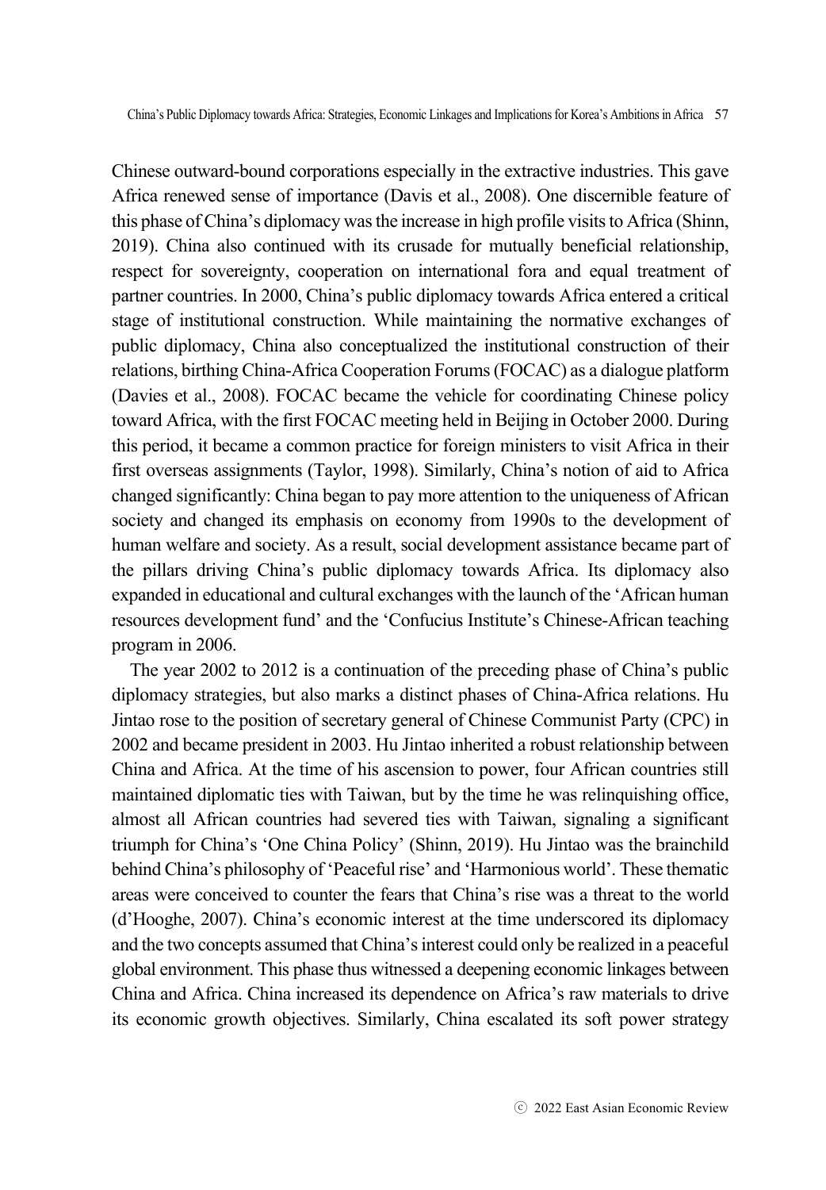Chinese outward-bound corporations especially in the extractive industries. This gave Africa renewed sense of importance (Davis et al., 2008). One discernible feature of this phase of China's diplomacy was the increase in high profile visits to Africa (Shinn, 2019). China also continued with its crusade for mutually beneficial relationship, respect for sovereignty, cooperation on international fora and equal treatment of partner countries. In 2000, China's public diplomacy towards Africa entered a critical stage of institutional construction. While maintaining the normative exchanges of public diplomacy, China also conceptualized the institutional construction of their relations, birthing China-Africa Cooperation Forums (FOCAC) as a dialogue platform (Davies et al., 2008). FOCAC became the vehicle for coordinating Chinese policy toward Africa, with the first FOCAC meeting held in Beijing in October 2000. During this period, it became a common practice for foreign ministers to visit Africa in their first overseas assignments (Taylor, 1998). Similarly, China's notion of aid to Africa changed significantly: China began to pay more attention to the uniqueness of African society and changed its emphasis on economy from 1990s to the development of human welfare and society. As a result, social development assistance became part of the pillars driving China's public diplomacy towards Africa. Its diplomacy also expanded in educational and cultural exchanges with the launch of the 'African human resources development fund' and the 'Confucius Institute's Chinese-African teaching program in 2006.

The year 2002 to 2012 is a continuation of the preceding phase of China's public diplomacy strategies, but also marks a distinct phases of China-Africa relations. Hu Jintao rose to the position of secretary general of Chinese Communist Party (CPC) in 2002 and became president in 2003. Hu Jintao inherited a robust relationship between China and Africa. At the time of his ascension to power, four African countries still maintained diplomatic ties with Taiwan, but by the time he was relinquishing office, almost all African countries had severed ties with Taiwan, signaling a significant triumph for China's 'One China Policy' (Shinn, 2019). Hu Jintao was the brainchild behind China's philosophy of 'Peaceful rise' and 'Harmonious world'. These thematic areas were conceived to counter the fears that China's rise was a threat to the world (d'Hooghe, 2007). China's economic interest at the time underscored its diplomacy and the two concepts assumed that China's interest could only be realized in a peaceful global environment. This phase thus witnessed a deepening economic linkages between China and Africa. China increased its dependence on Africa's raw materials to drive its economic growth objectives. Similarly, China escalated its soft power strategy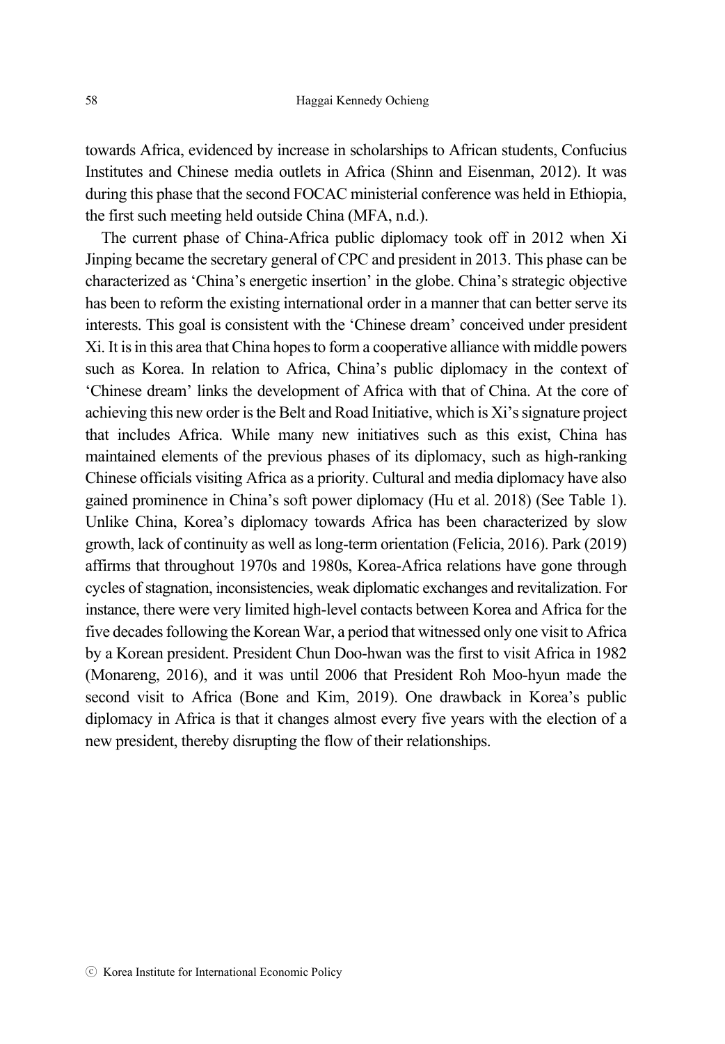towards Africa, evidenced by increase in scholarships to African students, Confucius Institutes and Chinese media outlets in Africa (Shinn and Eisenman, 2012). It was during this phase that the second FOCAC ministerial conference was held in Ethiopia, the first such meeting held outside China (MFA, n.d.).

The current phase of China-Africa public diplomacy took off in 2012 when Xi Jinping became the secretary general of CPC and president in 2013. This phase can be characterized as 'China's energetic insertion' in the globe. China's strategic objective has been to reform the existing international order in a manner that can better serve its interests. This goal is consistent with the 'Chinese dream' conceived under president Xi. It is in this area that China hopes to form a cooperative alliance with middle powers such as Korea. In relation to Africa, China's public diplomacy in the context of 'Chinese dream' links the development of Africa with that of China. At the core of achieving this new order is the Belt and Road Initiative, which is Xi's signature project that includes Africa. While many new initiatives such as this exist, China has maintained elements of the previous phases of its diplomacy, such as high-ranking Chinese officials visiting Africa as a priority. Cultural and media diplomacy have also gained prominence in China's soft power diplomacy (Hu et al. 2018) (See Table 1). Unlike China, Korea's diplomacy towards Africa has been characterized by slow growth, lack of continuity as well as long-term orientation (Felicia, 2016). Park (2019) affirms that throughout 1970s and 1980s, Korea-Africa relations have gone through cycles of stagnation, inconsistencies, weak diplomatic exchanges and revitalization. For instance, there were very limited high-level contacts between Korea and Africa for the five decades following the Korean War, a period that witnessed only one visit to Africa by a Korean president. President Chun Doo-hwan was the first to visit Africa in 1982 (Monareng, 2016), and it was until 2006 that President Roh Moo-hyun made the second visit to Africa (Bone and Kim, 2019). One drawback in Korea's public diplomacy in Africa is that it changes almost every five years with the election of a new president, thereby disrupting the flow of their relationships.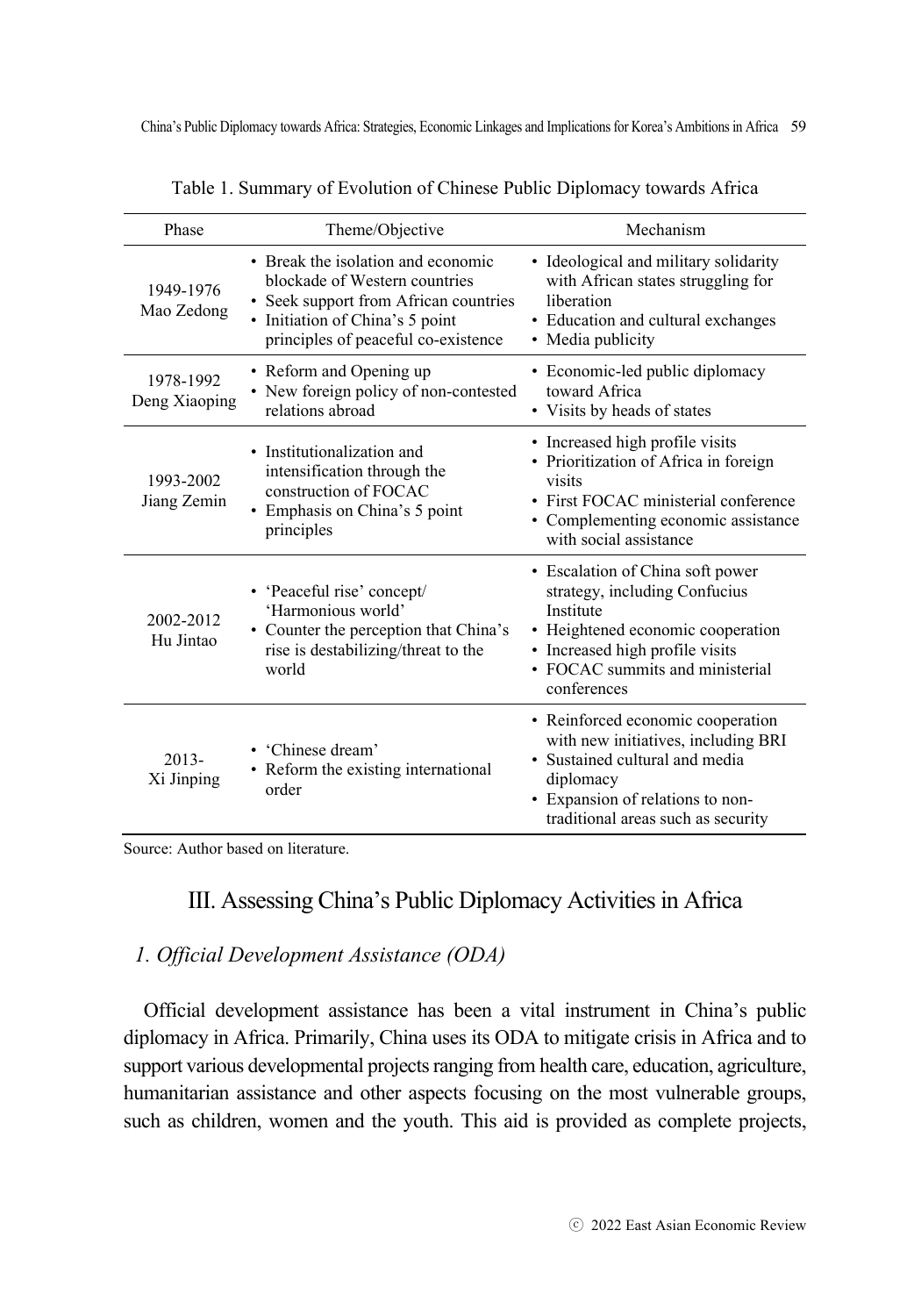Table 1. Summary of Evolution of Chinese Public Diplomacy towards Africa

| Phase | Theme/Objective | Mechanism |
|---|---|---|
| 1949-1976 Mao Zedong | • Break the isolation and economic blockade of Western countries<br>• Seek support from African countries<br>• Initiation of China's 5 point principles of peaceful co-existence | • Ideological and military solidarity with African states struggling for liberation<br>• Education and cultural exchanges<br>• Media publicity |
| 1978-1992 Deng Xiaoping | • Reform and Opening up<br>• New foreign policy of non-contested relations abroad | • Economic-led public diplomacy toward Africa<br>• Visits by heads of states |
| 1993-2002 Jiang Zemin | • Institutionalization and intensification through the construction of FOCAC<br>• Emphasis on China's 5 point principles | • Increased high profile visits<br>• Prioritization of Africa in foreign visits<br>• First FOCAC ministerial conference<br>• Complementing economic assistance with social assistance |
| 2002-2012 Hu Jintao | • 'Peaceful rise' concept/ 'Harmonious world'<br>• Counter the perception that China's rise is destabilizing/threat to the world | • Escalation of China soft power strategy, including Confucius Institute<br>• Heightened economic cooperation<br>• Increased high profile visits<br>• FOCAC summits and ministerial conferences |
| 2013- Xi Jinping | • 'Chinese dream'<br>• Reform the existing international order | • Reinforced economic cooperation with new initiatives, including BRI<br>• Sustained cultural and media diplomacy<br>• Expansion of relations to non-traditional areas such as security |

Source: Author based on literature.

## III. Assessing China's Public Diplomacy Activities in Africa

### *1. Official Development Assistance (ODA)*

Official development assistance has been a vital instrument in China's public diplomacy in Africa. Primarily, China uses its ODA to mitigate crisis in Africa and to support various developmental projects ranging from health care, education, agriculture, humanitarian assistance and other aspects focusing on the most vulnerable groups, such as children, women and the youth. This aid is provided as complete projects,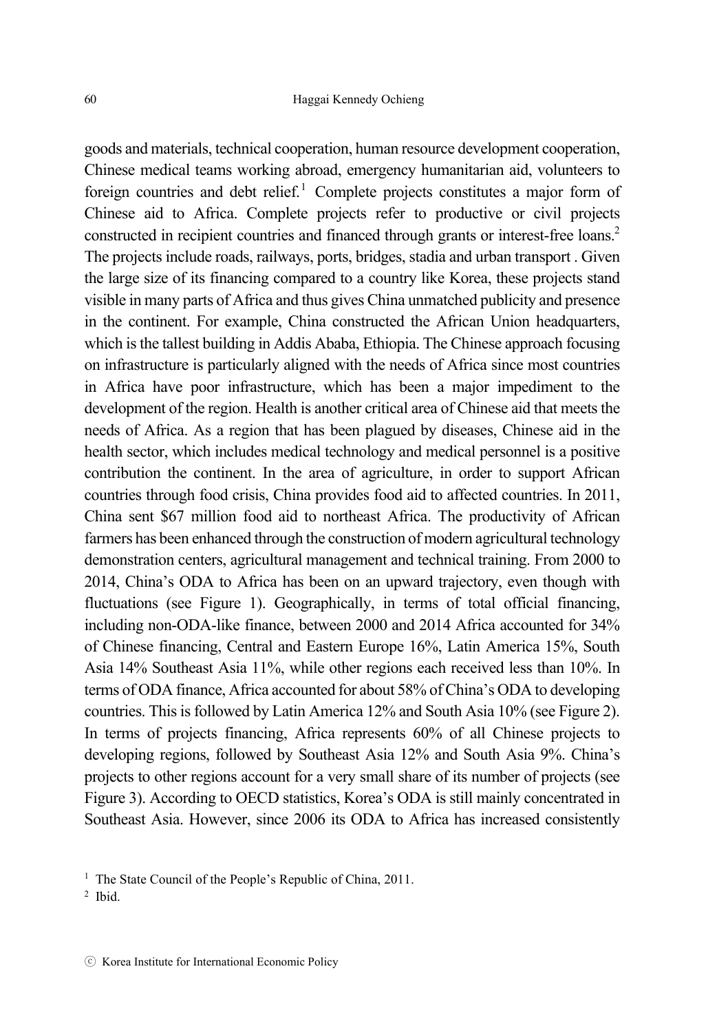goods and materials, technical cooperation, human resource development cooperation, Chinese medical teams working abroad, emergency humanitarian aid, volunteers to foreign countries and debt relief.[1] Complete projects constitutes a major form of Chinese aid to Africa. Complete projects refer to productive or civil projects constructed in recipient countries and financed through grants or interest-free loans.[2] The projects include roads, railways, ports, bridges, stadia and urban transport . Given the large size of its financing compared to a country like Korea, these projects stand visible in many parts of Africa and thus gives China unmatched publicity and presence in the continent. For example, China constructed the African Union headquarters, which is the tallest building in Addis Ababa, Ethiopia. The Chinese approach focusing on infrastructure is particularly aligned with the needs of Africa since most countries in Africa have poor infrastructure, which has been a major impediment to the development of the region. Health is another critical area of Chinese aid that meets the needs of Africa. As a region that has been plagued by diseases, Chinese aid in the health sector, which includes medical technology and medical personnel is a positive contribution the continent. In the area of agriculture, in order to support African countries through food crisis, China provides food aid to affected countries. In 2011, China sent $67 million food aid to northeast Africa. The productivity of African farmers has been enhanced through the construction of modern agricultural technology demonstration centers, agricultural management and technical training. From 2000 to 2014, China's ODA to Africa has been on an upward trajectory, even though with fluctuations (see Figure 1). Geographically, in terms of total official financing, including non-ODA-like finance, between 2000 and 2014 Africa accounted for 34% of Chinese financing, Central and Eastern Europe 16%, Latin America 15%, South Asia 14% Southeast Asia 11%, while other regions each received less than 10%. In terms of ODA finance, Africa accounted for about 58% of China's ODA to developing countries. This is followed by Latin America 12% and South Asia 10% (see Figure 2). In terms of projects financing, Africa represents 60% of all Chinese projects to developing regions, followed by Southeast Asia 12% and South Asia 9%. China's projects to other regions account for a very small share of its number of projects (see Figure 3). According to OECD statistics, Korea's ODA is still mainly concentrated in Southeast Asia. However, since 2006 its ODA to Africa has increased consistently

[1] The State Council of the People's Republic of China, 2011.

[2] Ibid.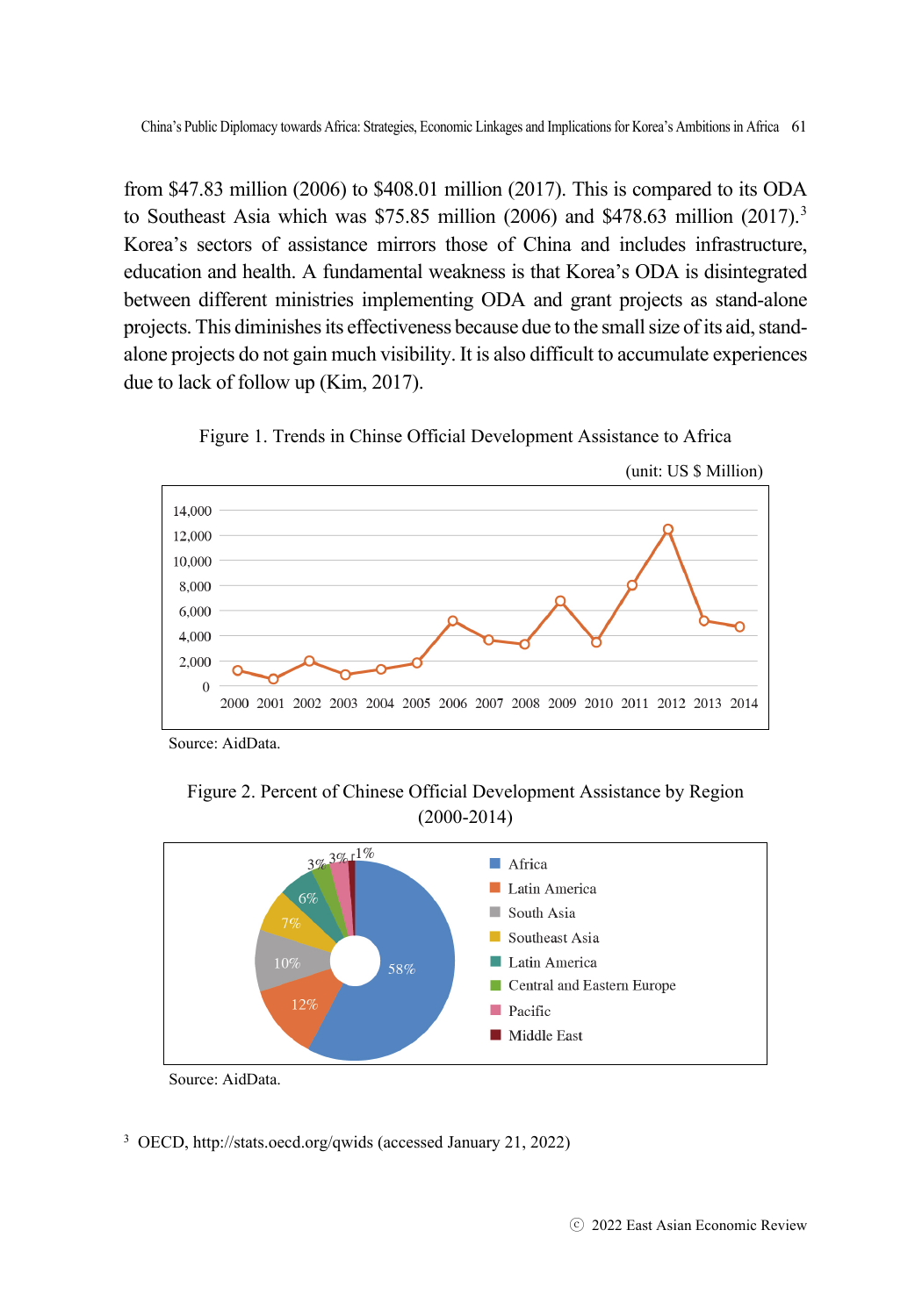from $47.83 million (2006) to $408.01 million (2017). This is compared to its ODA to Southeast Asia which was $75.85 million (2006) and $478.63 million (2017).[3] Korea's sectors of assistance mirrors those of China and includes infrastructure, education and health. A fundamental weakness is that Korea's ODA is disintegrated between different ministries implementing ODA and grant projects as stand-alone projects. This diminishes its effectiveness because due to the small size of its aid, stand-alone projects do not gain much visibility. It is also difficult to accumulate experiences due to lack of follow up (Kim, 2017).

Figure 1. Trends in Chinse Official Development Assistance to Africa

(unit: US $ Million)

Source: AidData.

Figure 2. Percent of Chinese Official Development Assistance by Region (2000-2014)

Source: AidData.

[3] OECD, http://stats.oecd.org/qwids (accessed January 21, 2022)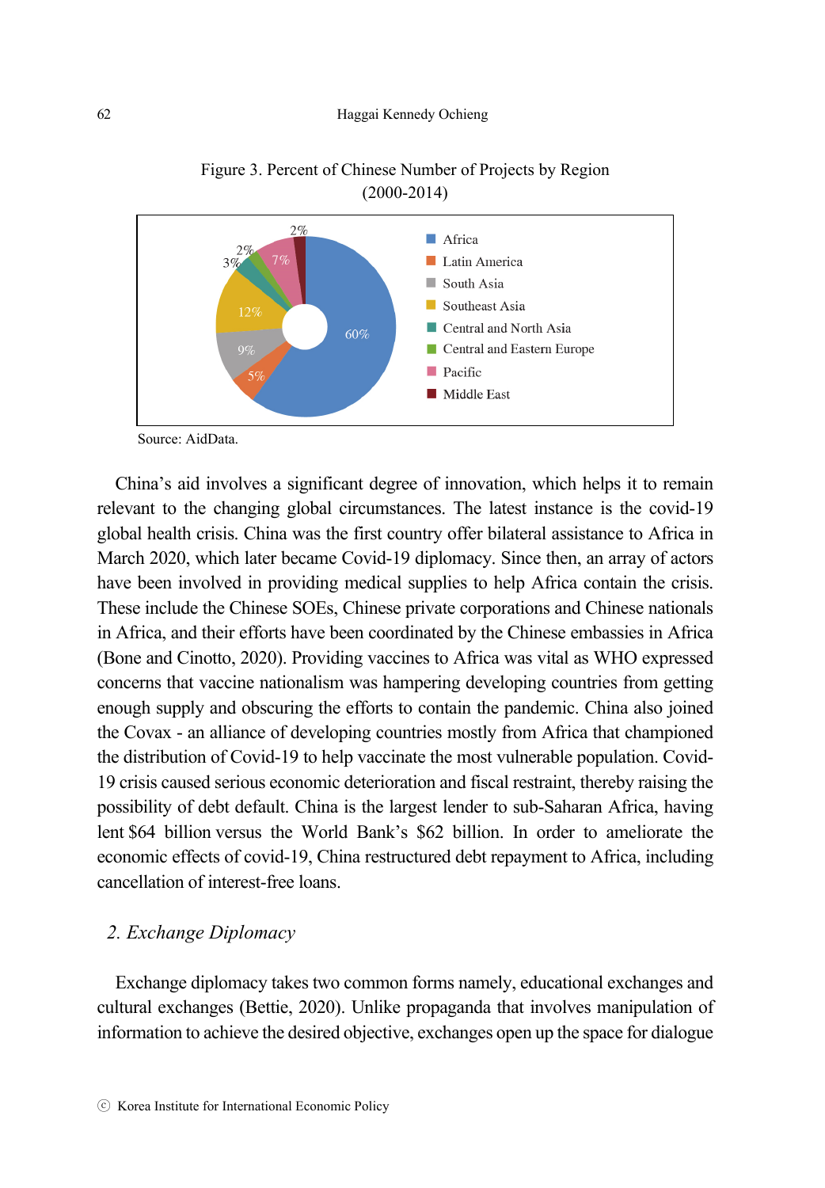Figure 3. Percent of Chinese Number of Projects by Region (2000-2014)

Source: AidData.

China's aid involves a significant degree of innovation, which helps it to remain relevant to the changing global circumstances. The latest instance is the covid-19 global health crisis. China was the first country offer bilateral assistance to Africa in March 2020, which later became Covid-19 diplomacy. Since then, an array of actors have been involved in providing medical supplies to help Africa contain the crisis. These include the Chinese SOEs, Chinese private corporations and Chinese nationals in Africa, and their efforts have been coordinated by the Chinese embassies in Africa (Bone and Cinotto, 2020). Providing vaccines to Africa was vital as WHO expressed concerns that vaccine nationalism was hampering developing countries from getting enough supply and obscuring the efforts to contain the pandemic. China also joined the Covax - an alliance of developing countries mostly from Africa that championed the distribution of Covid-19 to help vaccinate the most vulnerable population. Covid-19 crisis caused serious economic deterioration and fiscal restraint, thereby raising the possibility of debt default. China is the largest lender to sub-Saharan Africa, having lent $64 billion versus the World Bank's $62 billion. In order to ameliorate the economic effects of covid-19, China restructured debt repayment to Africa, including cancellation of interest-free loans.

## 2. Exchange Diplomacy

Exchange diplomacy takes two common forms namely, educational exchanges and cultural exchanges (Bettie, 2020). Unlike propaganda that involves manipulation of information to achieve the desired objective, exchanges open up the space for dialogue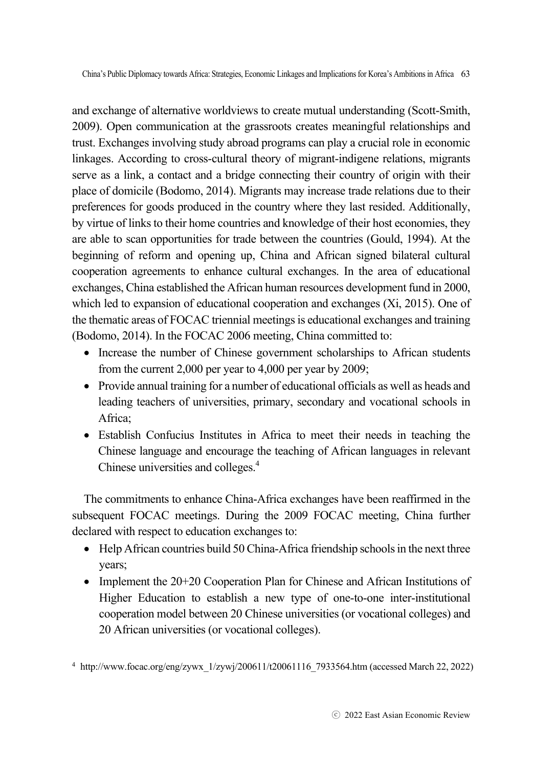and exchange of alternative worldviews to create mutual understanding (Scott-Smith, 2009). Open communication at the grassroots creates meaningful relationships and trust. Exchanges involving study abroad programs can play a crucial role in economic linkages. According to cross-cultural theory of migrant-indigene relations, migrants serve as a link, a contact and a bridge connecting their country of origin with their place of domicile (Bodomo, 2014). Migrants may increase trade relations due to their preferences for goods produced in the country where they last resided. Additionally, by virtue of links to their home countries and knowledge of their host economies, they are able to scan opportunities for trade between the countries (Gould, 1994). At the beginning of reform and opening up, China and African signed bilateral cultural cooperation agreements to enhance cultural exchanges. In the area of educational exchanges, China established the African human resources development fund in 2000, which led to expansion of educational cooperation and exchanges (Xi, 2015). One of the thematic areas of FOCAC triennial meetings is educational exchanges and training (Bodomo, 2014). In the FOCAC 2006 meeting, China committed to:

- Increase the number of Chinese government scholarships to African students from the current 2,000 per year to 4,000 per year by 2009;
- Provide annual training for a number of educational officials as well as heads and leading teachers of universities, primary, secondary and vocational schools in Africa;
- Establish Confucius Institutes in Africa to meet their needs in teaching the Chinese language and encourage the teaching of African languages in relevant Chinese universities and colleges.[4]

The commitments to enhance China-Africa exchanges have been reaffirmed in the subsequent FOCAC meetings. During the 2009 FOCAC meeting, China further declared with respect to education exchanges to:

- Help African countries build 50 China-Africa friendship schools in the next three years;
- Implement the 20+20 Cooperation Plan for Chinese and African Institutions of Higher Education to establish a new type of one-to-one inter-institutional cooperation model between 20 Chinese universities (or vocational colleges) and 20 African universities (or vocational colleges).

[4] http://www.focac.org/eng/zywx_1/zywj/200611/t20061116_7933564.htm (accessed March 22, 2022)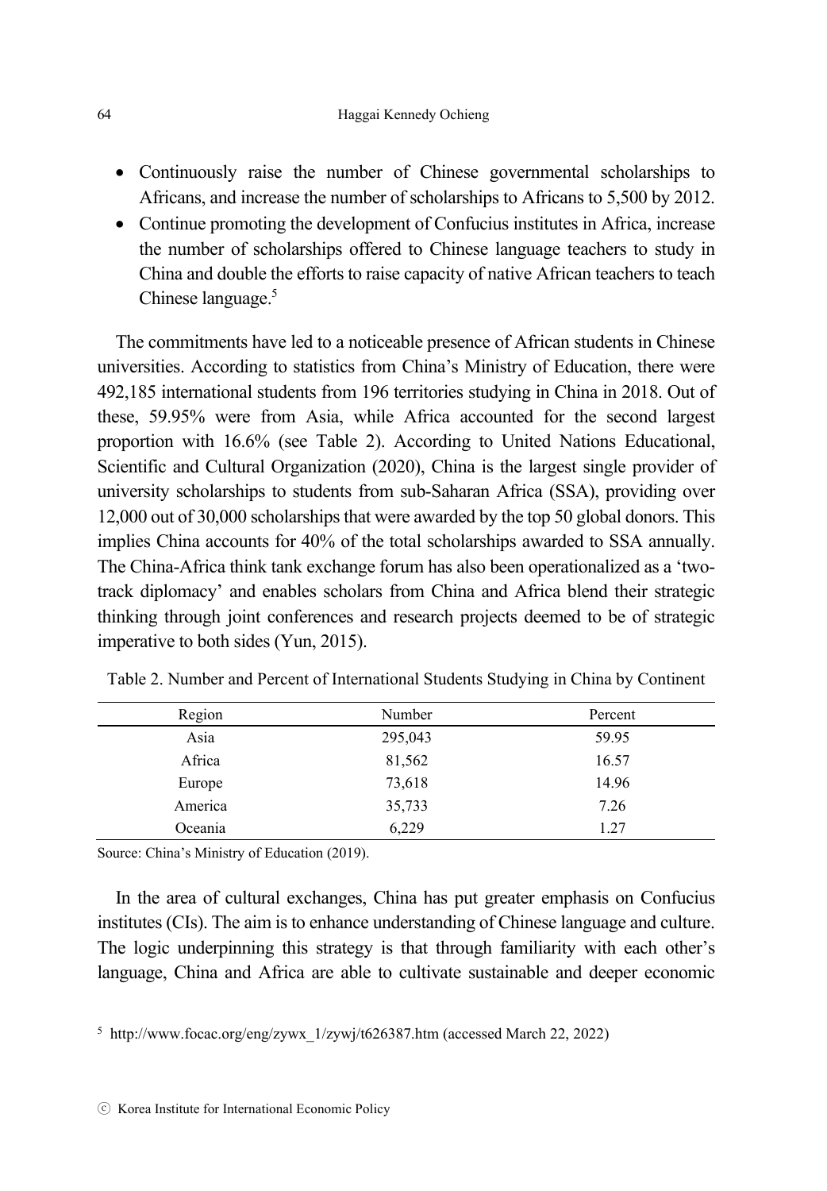- Continuously raise the number of Chinese governmental scholarships to Africans, and increase the number of scholarships to Africans to 5,500 by 2012.
- Continue promoting the development of Confucius institutes in Africa, increase the number of scholarships offered to Chinese language teachers to study in China and double the efforts to raise capacity of native African teachers to teach Chinese language.[5]

The commitments have led to a noticeable presence of African students in Chinese universities. According to statistics from China's Ministry of Education, there were 492,185 international students from 196 territories studying in China in 2018. Out of these, 59.95% were from Asia, while Africa accounted for the second largest proportion with 16.6% (see Table 2). According to United Nations Educational, Scientific and Cultural Organization (2020), China is the largest single provider of university scholarships to students from sub-Saharan Africa (SSA), providing over 12,000 out of 30,000 scholarships that were awarded by the top 50 global donors. This implies China accounts for 40% of the total scholarships awarded to SSA annually. The China-Africa think tank exchange forum has also been operationalized as a 'two-track diplomacy' and enables scholars from China and Africa blend their strategic thinking through joint conferences and research projects deemed to be of strategic imperative to both sides (Yun, 2015).

Table 2. Number and Percent of International Students Studying in China by Continent

| Region | Number | Percent |
|---|---|---|
| Asia | 295,043 | 59.95 |
| Africa | 81,562 | 16.57 |
| Europe | 73,618 | 14.96 |
| America | 35,733 | 7.26 |
| Oceania | 6,229 | 1.27 |

Source: China's Ministry of Education (2019).

In the area of cultural exchanges, China has put greater emphasis on Confucius institutes (CIs). The aim is to enhance understanding of Chinese language and culture. The logic underpinning this strategy is that through familiarity with each other's language, China and Africa are able to cultivate sustainable and deeper economic

[5] http://www.focac.org/eng/zywx_1/zywj/t626387.htm (accessed March 22, 2022)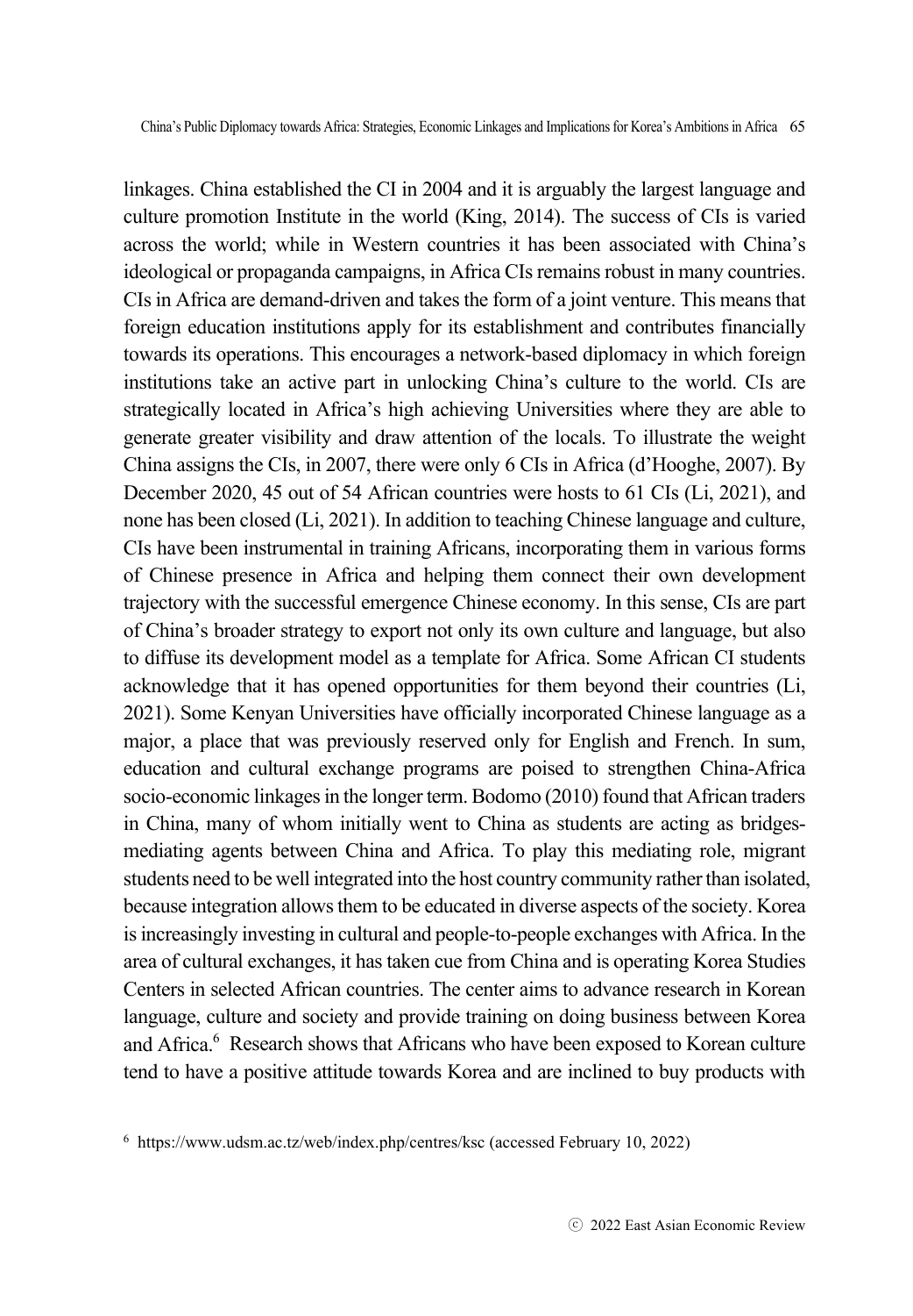linkages. China established the CI in 2004 and it is arguably the largest language and culture promotion Institute in the world (King, 2014). The success of CIs is varied across the world; while in Western countries it has been associated with China's ideological or propaganda campaigns, in Africa CIs remains robust in many countries. CIs in Africa are demand-driven and takes the form of a joint venture. This means that foreign education institutions apply for its establishment and contributes financially towards its operations. This encourages a network-based diplomacy in which foreign institutions take an active part in unlocking China's culture to the world. CIs are strategically located in Africa's high achieving Universities where they are able to generate greater visibility and draw attention of the locals. To illustrate the weight China assigns the CIs, in 2007, there were only 6 CIs in Africa (d'Hooghe, 2007). By December 2020, 45 out of 54 African countries were hosts to 61 CIs (Li, 2021), and none has been closed (Li, 2021). In addition to teaching Chinese language and culture, CIs have been instrumental in training Africans, incorporating them in various forms of Chinese presence in Africa and helping them connect their own development trajectory with the successful emergence Chinese economy. In this sense, CIs are part of China's broader strategy to export not only its own culture and language, but also to diffuse its development model as a template for Africa. Some African CI students acknowledge that it has opened opportunities for them beyond their countries (Li, 2021). Some Kenyan Universities have officially incorporated Chinese language as a major, a place that was previously reserved only for English and French. In sum, education and cultural exchange programs are poised to strengthen China-Africa socio-economic linkages in the longer term. Bodomo (2010) found that African traders in China, many of whom initially went to China as students are acting as bridges-mediating agents between China and Africa. To play this mediating role, migrant students need to be well integrated into the host country community rather than isolated, because integration allows them to be educated in diverse aspects of the society. Korea is increasingly investing in cultural and people-to-people exchanges with Africa. In the area of cultural exchanges, it has taken cue from China and is operating Korea Studies Centers in selected African countries. The center aims to advance research in Korean language, culture and society and provide training on doing business between Korea and Africa.[6] Research shows that Africans who have been exposed to Korean culture tend to have a positive attitude towards Korea and are inclined to buy products with

[6] https://www.udsm.ac.tz/web/index.php/centres/ksc (accessed February 10, 2022)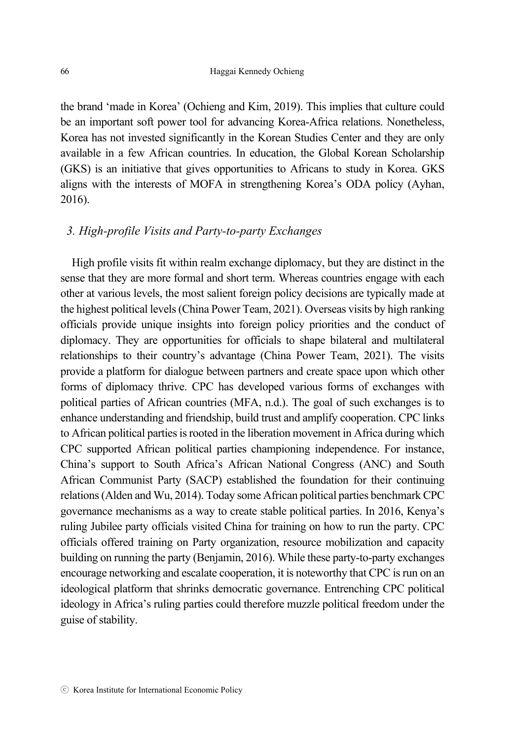the brand 'made in Korea' (Ochieng and Kim, 2019). This implies that culture could be an important soft power tool for advancing Korea-Africa relations. Nonetheless, Korea has not invested significantly in the Korean Studies Center and they are only available in a few African countries. In education, the Global Korean Scholarship (GKS) is an initiative that gives opportunities to Africans to study in Korea. GKS aligns with the interests of MOFA in strengthening Korea's ODA policy (Ayhan, 2016).

### *3. High-profile Visits and Party-to-party Exchanges*

High profile visits fit within realm exchange diplomacy, but they are distinct in the sense that they are more formal and short term. Whereas countries engage with each other at various levels, the most salient foreign policy decisions are typically made at the highest political levels (China Power Team, 2021). Overseas visits by high ranking officials provide unique insights into foreign policy priorities and the conduct of diplomacy. They are opportunities for officials to shape bilateral and multilateral relationships to their country's advantage (China Power Team, 2021). The visits provide a platform for dialogue between partners and create space upon which other forms of diplomacy thrive. CPC has developed various forms of exchanges with political parties of African countries (MFA, n.d.). The goal of such exchanges is to enhance understanding and friendship, build trust and amplify cooperation. CPC links to African political parties is rooted in the liberation movement in Africa during which CPC supported African political parties championing independence. For instance, China's support to South Africa's African National Congress (ANC) and South African Communist Party (SACP) established the foundation for their continuing relations (Alden and Wu, 2014). Today some African political parties benchmark CPC governance mechanisms as a way to create stable political parties. In 2016, Kenya's ruling Jubilee party officials visited China for training on how to run the party. CPC officials offered training on Party organization, resource mobilization and capacity building on running the party (Benjamin, 2016). While these party-to-party exchanges encourage networking and escalate cooperation, it is noteworthy that CPC is run on an ideological platform that shrinks democratic governance. Entrenching CPC political ideology in Africa's ruling parties could therefore muzzle political freedom under the guise of stability.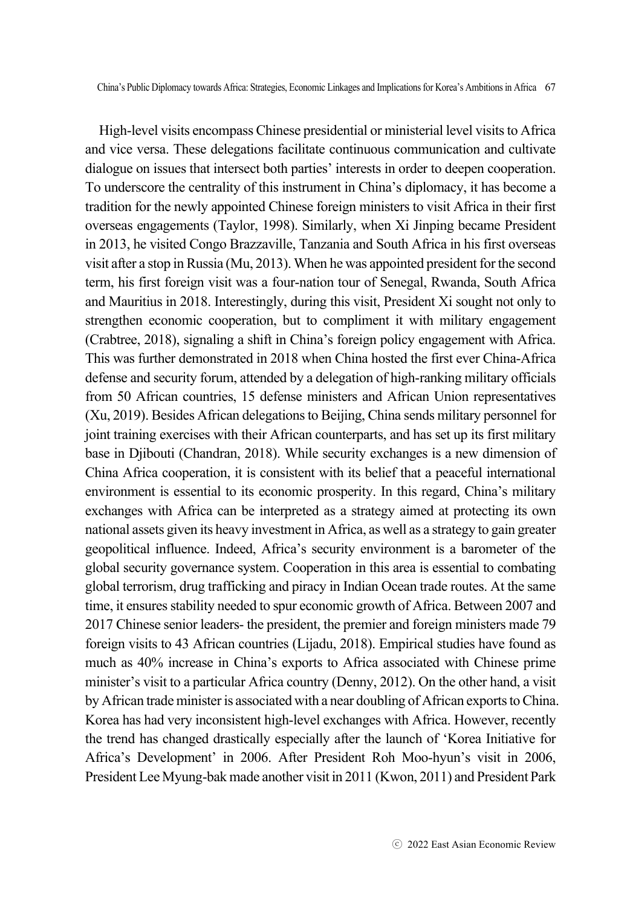High-level visits encompass Chinese presidential or ministerial level visits to Africa and vice versa. These delegations facilitate continuous communication and cultivate dialogue on issues that intersect both parties' interests in order to deepen cooperation. To underscore the centrality of this instrument in China's diplomacy, it has become a tradition for the newly appointed Chinese foreign ministers to visit Africa in their first overseas engagements (Taylor, 1998). Similarly, when Xi Jinping became President in 2013, he visited Congo Brazzaville, Tanzania and South Africa in his first overseas visit after a stop in Russia (Mu, 2013). When he was appointed president for the second term, his first foreign visit was a four-nation tour of Senegal, Rwanda, South Africa and Mauritius in 2018. Interestingly, during this visit, President Xi sought not only to strengthen economic cooperation, but to compliment it with military engagement (Crabtree, 2018), signaling a shift in China's foreign policy engagement with Africa. This was further demonstrated in 2018 when China hosted the first ever China-Africa defense and security forum, attended by a delegation of high-ranking military officials from 50 African countries, 15 defense ministers and African Union representatives (Xu, 2019). Besides African delegations to Beijing, China sends military personnel for joint training exercises with their African counterparts, and has set up its first military base in Djibouti (Chandran, 2018). While security exchanges is a new dimension of China Africa cooperation, it is consistent with its belief that a peaceful international environment is essential to its economic prosperity. In this regard, China's military exchanges with Africa can be interpreted as a strategy aimed at protecting its own national assets given its heavy investment in Africa, as well as a strategy to gain greater geopolitical influence. Indeed, Africa's security environment is a barometer of the global security governance system. Cooperation in this area is essential to combating global terrorism, drug trafficking and piracy in Indian Ocean trade routes. At the same time, it ensures stability needed to spur economic growth of Africa. Between 2007 and 2017 Chinese senior leaders- the president, the premier and foreign ministers made 79 foreign visits to 43 African countries (Lijadu, 2018). Empirical studies have found as much as 40% increase in China's exports to Africa associated with Chinese prime minister's visit to a particular Africa country (Denny, 2012). On the other hand, a visit by African trade minister is associated with a near doubling of African exports to China. Korea has had very inconsistent high-level exchanges with Africa. However, recently the trend has changed drastically especially after the launch of 'Korea Initiative for Africa's Development' in 2006. After President Roh Moo-hyun's visit in 2006, President Lee Myung-bak made another visit in 2011 (Kwon, 2011) and President Park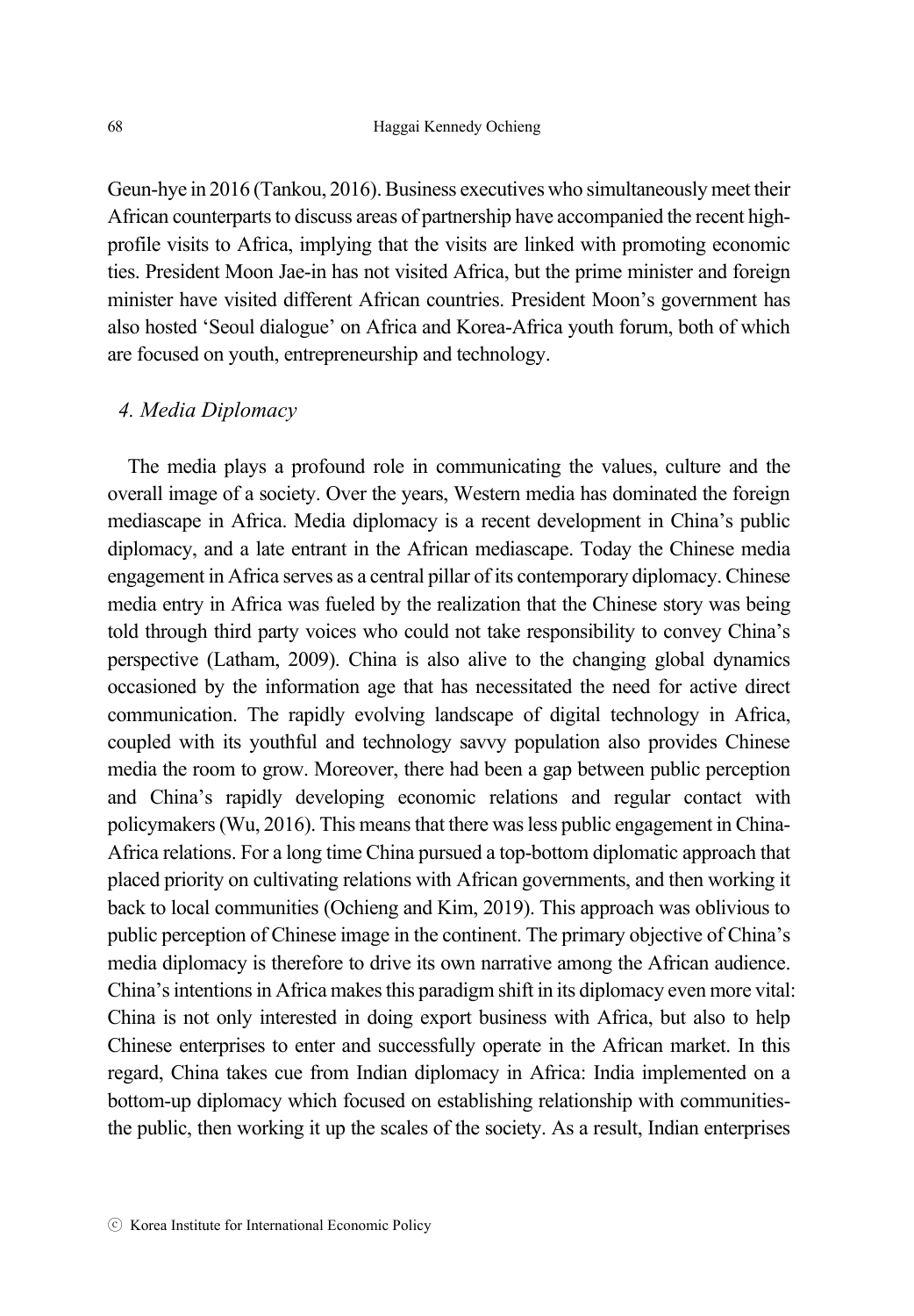Geun-hye in 2016 (Tankou, 2016). Business executives who simultaneously meet their African counterparts to discuss areas of partnership have accompanied the recent high-profile visits to Africa, implying that the visits are linked with promoting economic ties. President Moon Jae-in has not visited Africa, but the prime minister and foreign minister have visited different African countries. President Moon's government has also hosted 'Seoul dialogue' on Africa and Korea-Africa youth forum, both of which are focused on youth, entrepreneurship and technology.

### *4. Media Diplomacy*

The media plays a profound role in communicating the values, culture and the overall image of a society. Over the years, Western media has dominated the foreign mediascape in Africa. Media diplomacy is a recent development in China's public diplomacy, and a late entrant in the African mediascape. Today the Chinese media engagement in Africa serves as a central pillar of its contemporary diplomacy. Chinese media entry in Africa was fueled by the realization that the Chinese story was being told through third party voices who could not take responsibility to convey China's perspective (Latham, 2009). China is also alive to the changing global dynamics occasioned by the information age that has necessitated the need for active direct communication. The rapidly evolving landscape of digital technology in Africa, coupled with its youthful and technology savvy population also provides Chinese media the room to grow. Moreover, there had been a gap between public perception and China's rapidly developing economic relations and regular contact with policymakers (Wu, 2016). This means that there was less public engagement in China-Africa relations. For a long time China pursued a top-bottom diplomatic approach that placed priority on cultivating relations with African governments, and then working it back to local communities (Ochieng and Kim, 2019). This approach was oblivious to public perception of Chinese image in the continent. The primary objective of China's media diplomacy is therefore to drive its own narrative among the African audience. China's intentions in Africa makes this paradigm shift in its diplomacy even more vital: China is not only interested in doing export business with Africa, but also to help Chinese enterprises to enter and successfully operate in the African market. In this regard, China takes cue from Indian diplomacy in Africa: India implemented on a bottom-up diplomacy which focused on establishing relationship with communities-the public, then working it up the scales of the society. As a result, Indian enterprises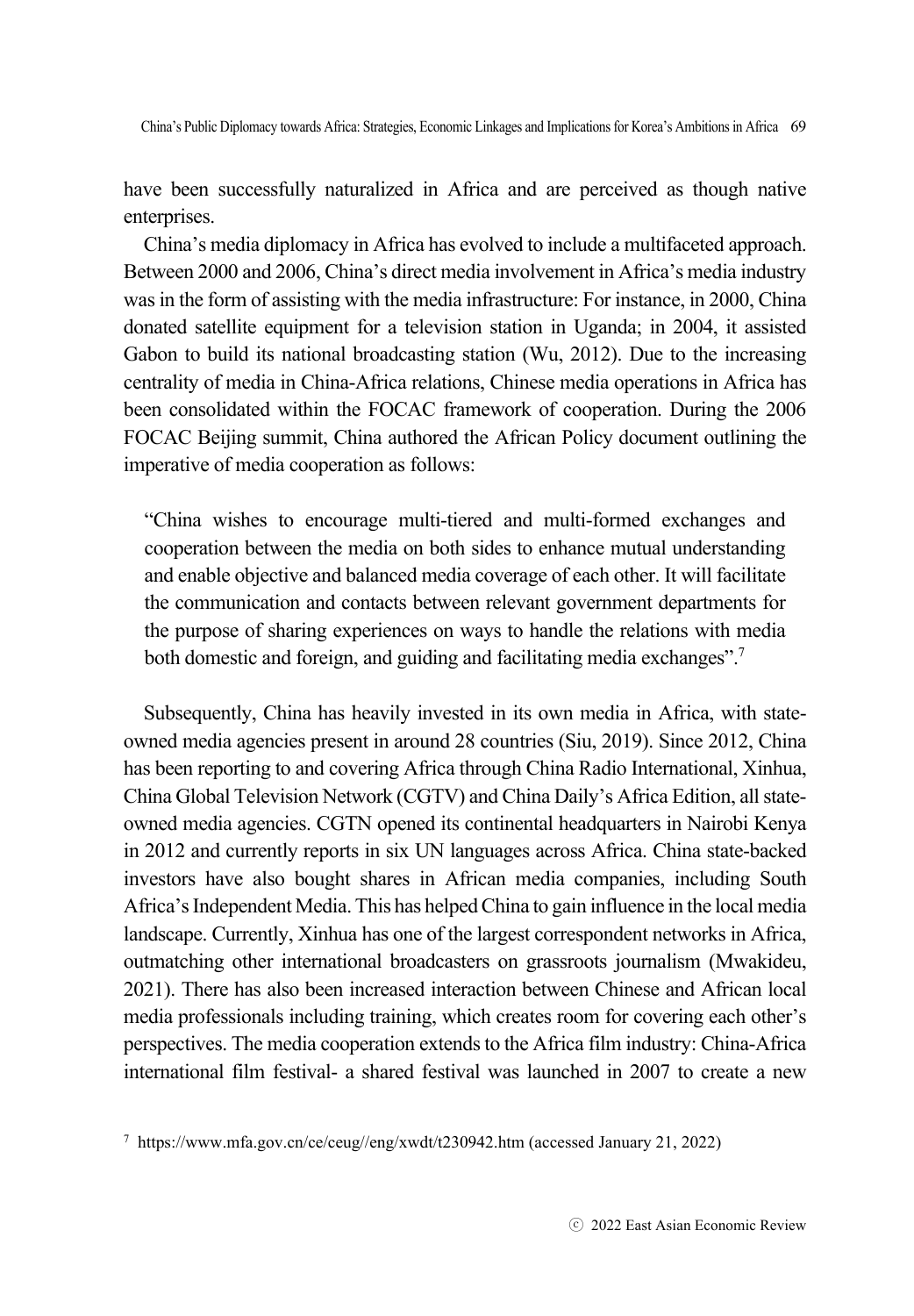have been successfully naturalized in Africa and are perceived as though native enterprises.

China's media diplomacy in Africa has evolved to include a multifaceted approach. Between 2000 and 2006, China's direct media involvement in Africa's media industry was in the form of assisting with the media infrastructure: For instance, in 2000, China donated satellite equipment for a television station in Uganda; in 2004, it assisted Gabon to build its national broadcasting station (Wu, 2012). Due to the increasing centrality of media in China-Africa relations, Chinese media operations in Africa has been consolidated within the FOCAC framework of cooperation. During the 2006 FOCAC Beijing summit, China authored the African Policy document outlining the imperative of media cooperation as follows:

> "China wishes to encourage multi-tiered and multi-formed exchanges and cooperation between the media on both sides to enhance mutual understanding and enable objective and balanced media coverage of each other. It will facilitate the communication and contacts between relevant government departments for the purpose of sharing experiences on ways to handle the relations with media both domestic and foreign, and guiding and facilitating media exchanges".[7]

Subsequently, China has heavily invested in its own media in Africa, with state-owned media agencies present in around 28 countries (Siu, 2019). Since 2012, China has been reporting to and covering Africa through China Radio International, Xinhua, China Global Television Network (CGTV) and China Daily's Africa Edition, all state-owned media agencies. CGTN opened its continental headquarters in Nairobi Kenya in 2012 and currently reports in six UN languages across Africa. China state-backed investors have also bought shares in African media companies, including South Africa's Independent Media. This has helped China to gain influence in the local media landscape. Currently, Xinhua has one of the largest correspondent networks in Africa, outmatching other international broadcasters on grassroots journalism (Mwakideu, 2021). There has also been increased interaction between Chinese and African local media professionals including training, which creates room for covering each other's perspectives. The media cooperation extends to the Africa film industry: China-Africa international film festival- a shared festival was launched in 2007 to create a new

[7] https://www.mfa.gov.cn/ce/ceug//eng/xwdt/t230942.htm (accessed January 21, 2022)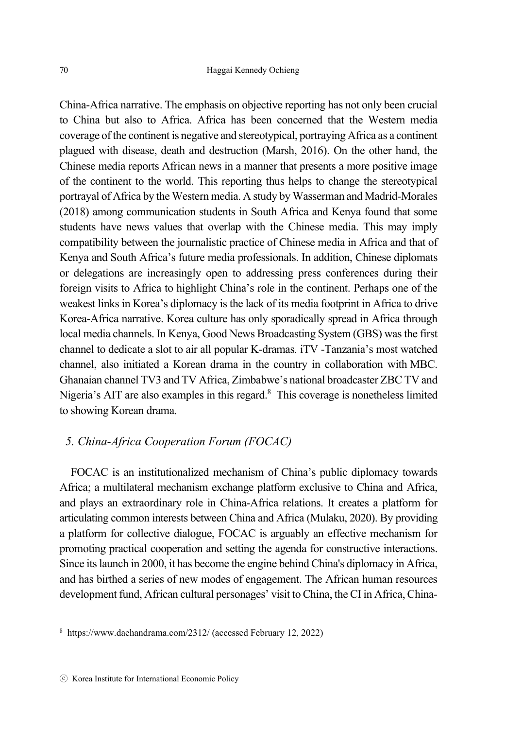China-Africa narrative. The emphasis on objective reporting has not only been crucial to China but also to Africa. Africa has been concerned that the Western media coverage of the continent is negative and stereotypical, portraying Africa as a continent plagued with disease, death and destruction (Marsh, 2016). On the other hand, the Chinese media reports African news in a manner that presents a more positive image of the continent to the world. This reporting thus helps to change the stereotypical portrayal of Africa by the Western media. A study by Wasserman and Madrid-Morales (2018) among communication students in South Africa and Kenya found that some students have news values that overlap with the Chinese media. This may imply compatibility between the journalistic practice of Chinese media in Africa and that of Kenya and South Africa's future media professionals. In addition, Chinese diplomats or delegations are increasingly open to addressing press conferences during their foreign visits to Africa to highlight China's role in the continent. Perhaps one of the weakest links in Korea's diplomacy is the lack of its media footprint in Africa to drive Korea-Africa narrative. Korea culture has only sporadically spread in Africa through local media channels. In Kenya, Good News Broadcasting System (GBS) was the first channel to dedicate a slot to air all popular K-dramas. iTV -Tanzania's most watched channel, also initiated a Korean drama in the country in collaboration with MBC. Ghanaian channel TV3 and TV Africa, Zimbabwe's national broadcaster ZBC TV and Nigeria's AIT are also examples in this regard.[8] This coverage is nonetheless limited to showing Korean drama.

### *5. China-Africa Cooperation Forum (FOCAC)*

FOCAC is an institutionalized mechanism of China's public diplomacy towards Africa; a multilateral mechanism exchange platform exclusive to China and Africa, and plays an extraordinary role in China-Africa relations. It creates a platform for articulating common interests between China and Africa (Mulaku, 2020). By providing a platform for collective dialogue, FOCAC is arguably an effective mechanism for promoting practical cooperation and setting the agenda for constructive interactions. Since its launch in 2000, it has become the engine behind China's diplomacy in Africa, and has birthed a series of new modes of engagement. The African human resources development fund, African cultural personages' visit to China, the CI in Africa, China-

[8] https://www.daehandrama.com/2312/ (accessed February 12, 2022)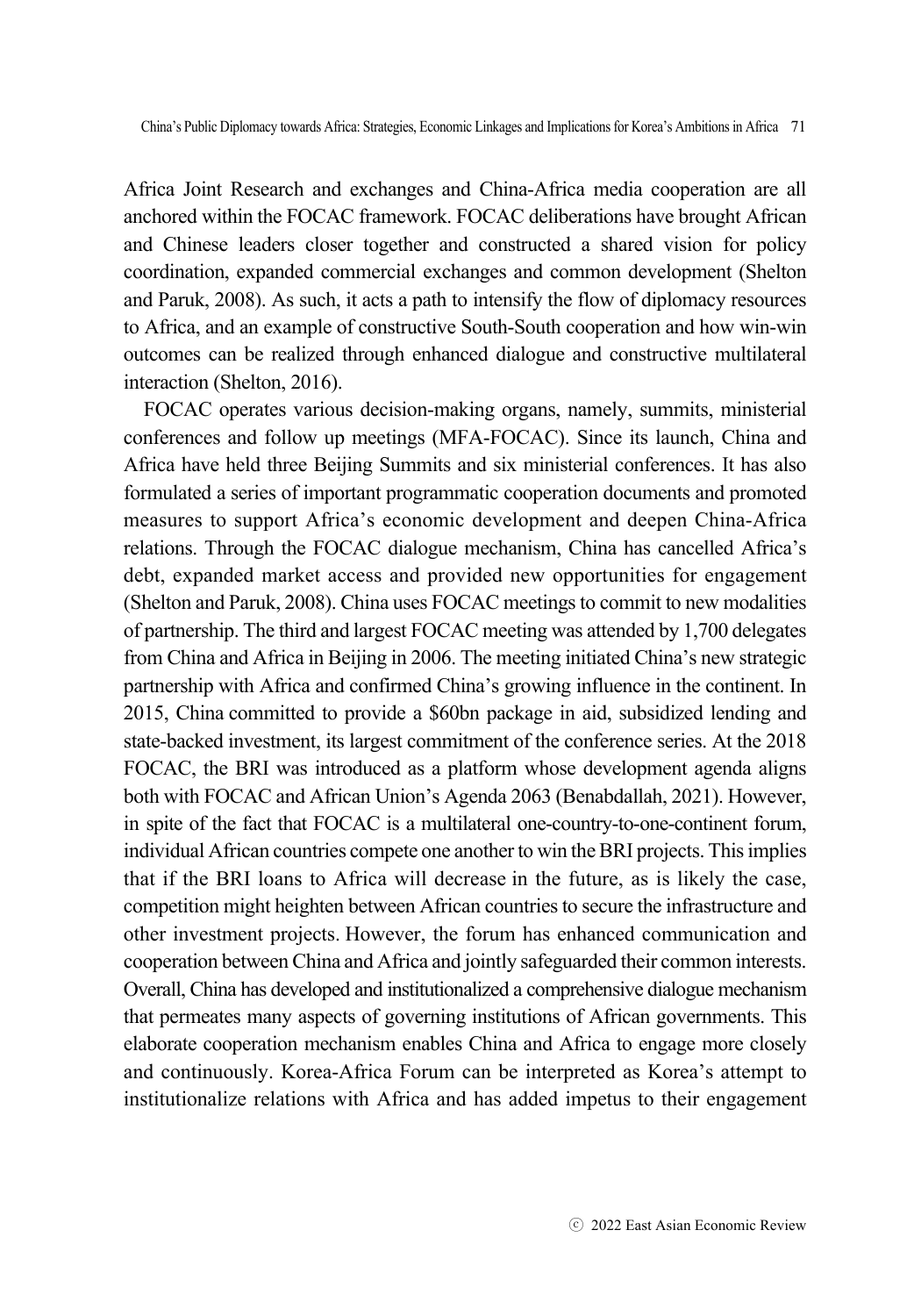Africa Joint Research and exchanges and China-Africa media cooperation are all anchored within the FOCAC framework. FOCAC deliberations have brought African and Chinese leaders closer together and constructed a shared vision for policy coordination, expanded commercial exchanges and common development (Shelton and Paruk, 2008). As such, it acts a path to intensify the flow of diplomacy resources to Africa, and an example of constructive South-South cooperation and how win-win outcomes can be realized through enhanced dialogue and constructive multilateral interaction (Shelton, 2016).

FOCAC operates various decision-making organs, namely, summits, ministerial conferences and follow up meetings (MFA-FOCAC). Since its launch, China and Africa have held three Beijing Summits and six ministerial conferences. It has also formulated a series of important programmatic cooperation documents and promoted measures to support Africa's economic development and deepen China-Africa relations. Through the FOCAC dialogue mechanism, China has cancelled Africa's debt, expanded market access and provided new opportunities for engagement (Shelton and Paruk, 2008). China uses FOCAC meetings to commit to new modalities of partnership. The third and largest FOCAC meeting was attended by 1,700 delegates from China and Africa in Beijing in 2006. The meeting initiated China's new strategic partnership with Africa and confirmed China's growing influence in the continent. In 2015, China committed to provide a \$60bn package in aid, subsidized lending and state-backed investment, its largest commitment of the conference series. At the 2018 FOCAC, the BRI was introduced as a platform whose development agenda aligns both with FOCAC and African Union's Agenda 2063 (Benabdallah, 2021). However, in spite of the fact that FOCAC is a multilateral one-country-to-one-continent forum, individual African countries compete one another to win the BRI projects. This implies that if the BRI loans to Africa will decrease in the future, as is likely the case, competition might heighten between African countries to secure the infrastructure and other investment projects. However, the forum has enhanced communication and cooperation between China and Africa and jointly safeguarded their common interests. Overall, China has developed and institutionalized a comprehensive dialogue mechanism that permeates many aspects of governing institutions of African governments. This elaborate cooperation mechanism enables China and Africa to engage more closely and continuously. Korea-Africa Forum can be interpreted as Korea's attempt to institutionalize relations with Africa and has added impetus to their engagement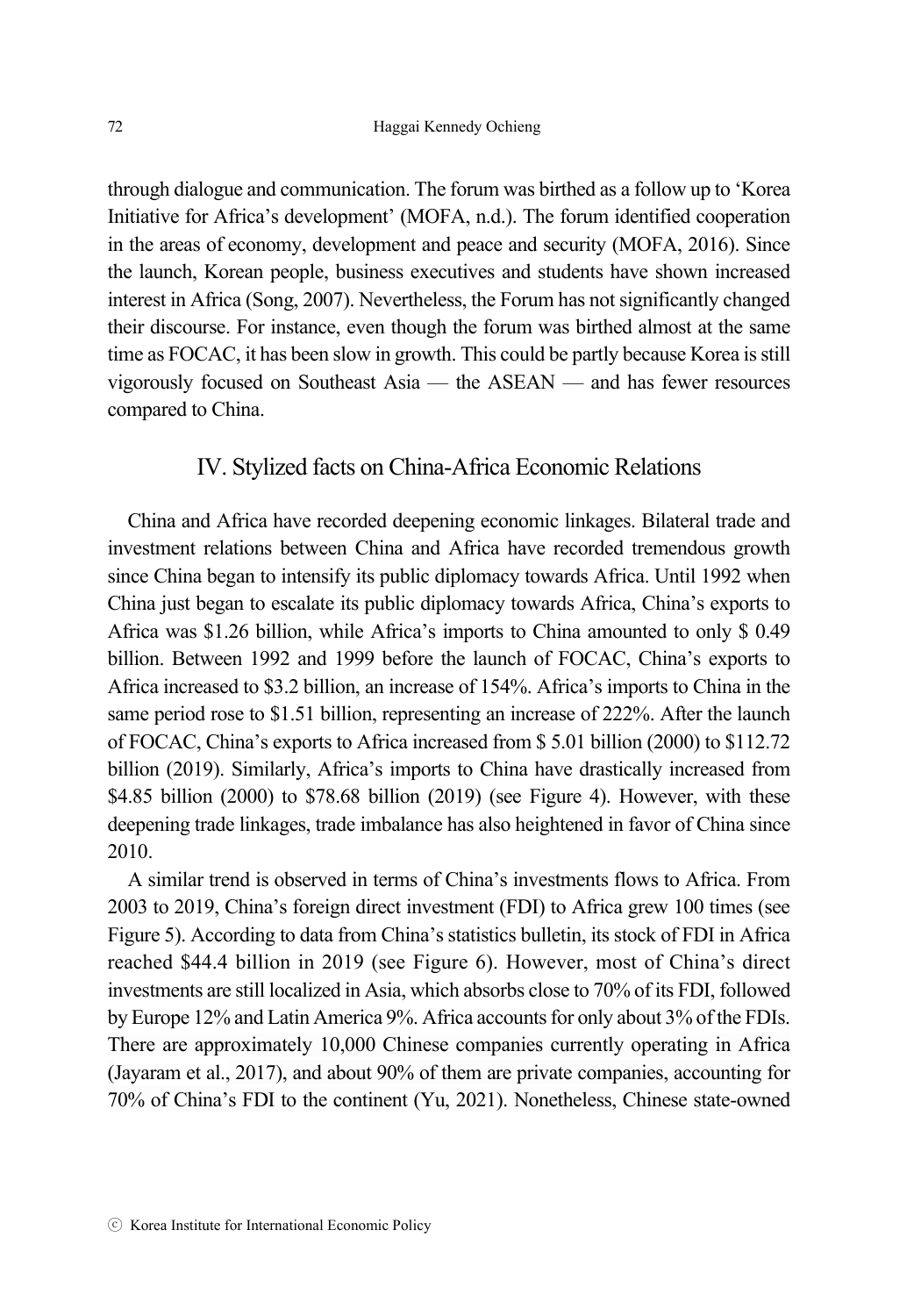through dialogue and communication. The forum was birthed as a follow up to 'Korea Initiative for Africa's development' (MOFA, n.d.). The forum identified cooperation in the areas of economy, development and peace and security (MOFA, 2016). Since the launch, Korean people, business executives and students have shown increased interest in Africa (Song, 2007). Nevertheless, the Forum has not significantly changed their discourse. For instance, even though the forum was birthed almost at the same time as FOCAC, it has been slow in growth. This could be partly because Korea is still vigorously focused on Southeast Asia — the ASEAN — and has fewer resources compared to China.

## IV. Stylized facts on China-Africa Economic Relations

China and Africa have recorded deepening economic linkages. Bilateral trade and investment relations between China and Africa have recorded tremendous growth since China began to intensify its public diplomacy towards Africa. Until 1992 when China just began to escalate its public diplomacy towards Africa, China's exports to Africa was $1.26 billion, while Africa's imports to China amounted to only $ 0.49 billion. Between 1992 and 1999 before the launch of FOCAC, China's exports to Africa increased to $3.2 billion, an increase of 154%. Africa's imports to China in the same period rose to $1.51 billion, representing an increase of 222%. After the launch of FOCAC, China's exports to Africa increased from $ 5.01 billion (2000) to $112.72 billion (2019). Similarly, Africa's imports to China have drastically increased from $4.85 billion (2000) to $78.68 billion (2019) (see Figure 4). However, with these deepening trade linkages, trade imbalance has also heightened in favor of China since 2010.

A similar trend is observed in terms of China's investments flows to Africa. From 2003 to 2019, China's foreign direct investment (FDI) to Africa grew 100 times (see Figure 5). According to data from China's statistics bulletin, its stock of FDI in Africa reached $44.4 billion in 2019 (see Figure 6). However, most of China's direct investments are still localized in Asia, which absorbs close to 70% of its FDI, followed by Europe 12% and Latin America 9%. Africa accounts for only about 3% of the FDIs. There are approximately 10,000 Chinese companies currently operating in Africa (Jayaram et al., 2017), and about 90% of them are private companies, accounting for 70% of China's FDI to the continent (Yu, 2021). Nonetheless, Chinese state-owned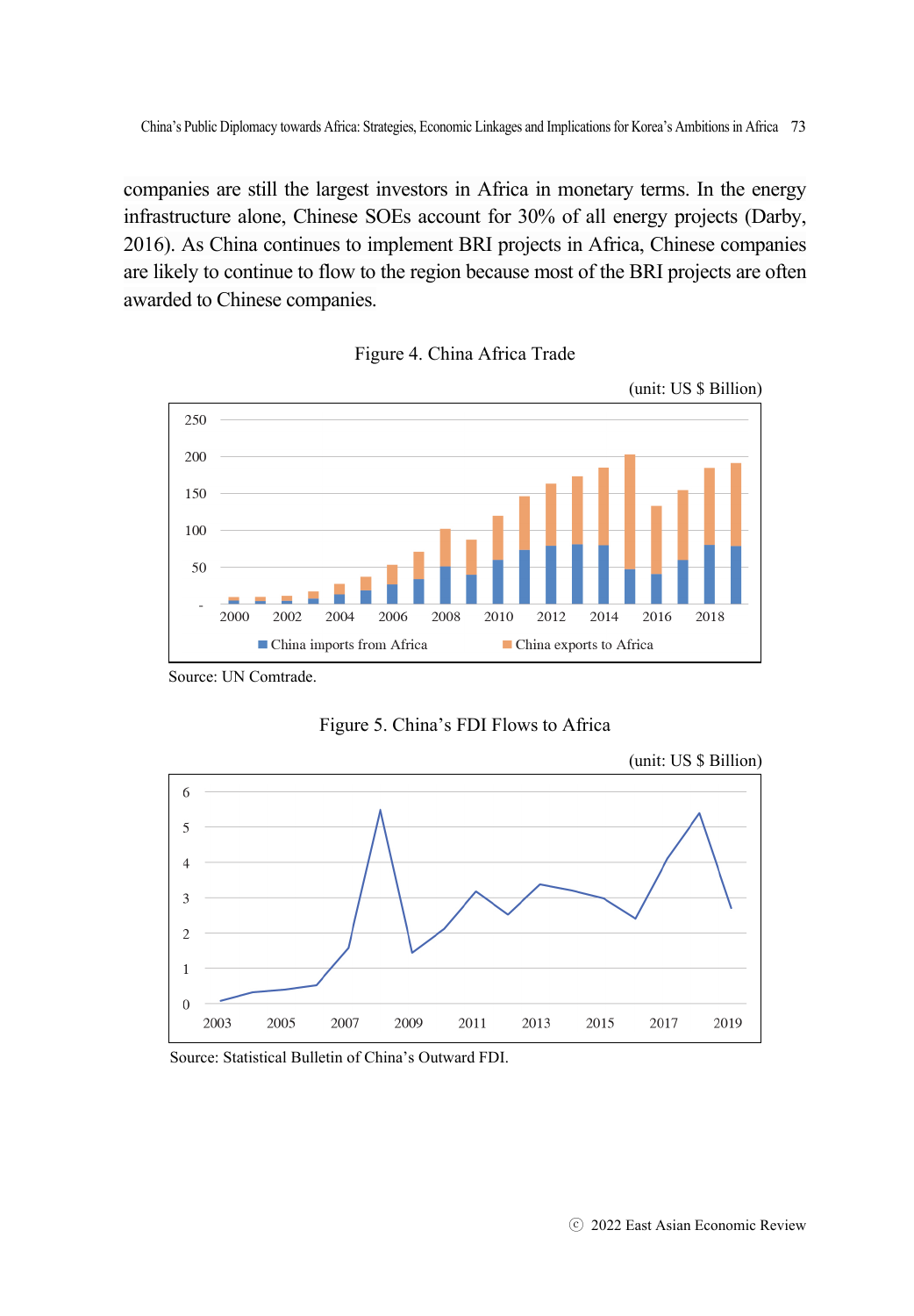companies are still the largest investors in Africa in monetary terms. In the energy infrastructure alone, Chinese SOEs account for 30% of all energy projects (Darby, 2016). As China continues to implement BRI projects in Africa, Chinese companies are likely to continue to flow to the region because most of the BRI projects are often awarded to Chinese companies.

Figure 4. China Africa Trade

(unit: US $ Billion)

Source: UN Comtrade.

Figure 5. China's FDI Flows to Africa

(unit: US $ Billion)

Source: Statistical Bulletin of China's Outward FDI.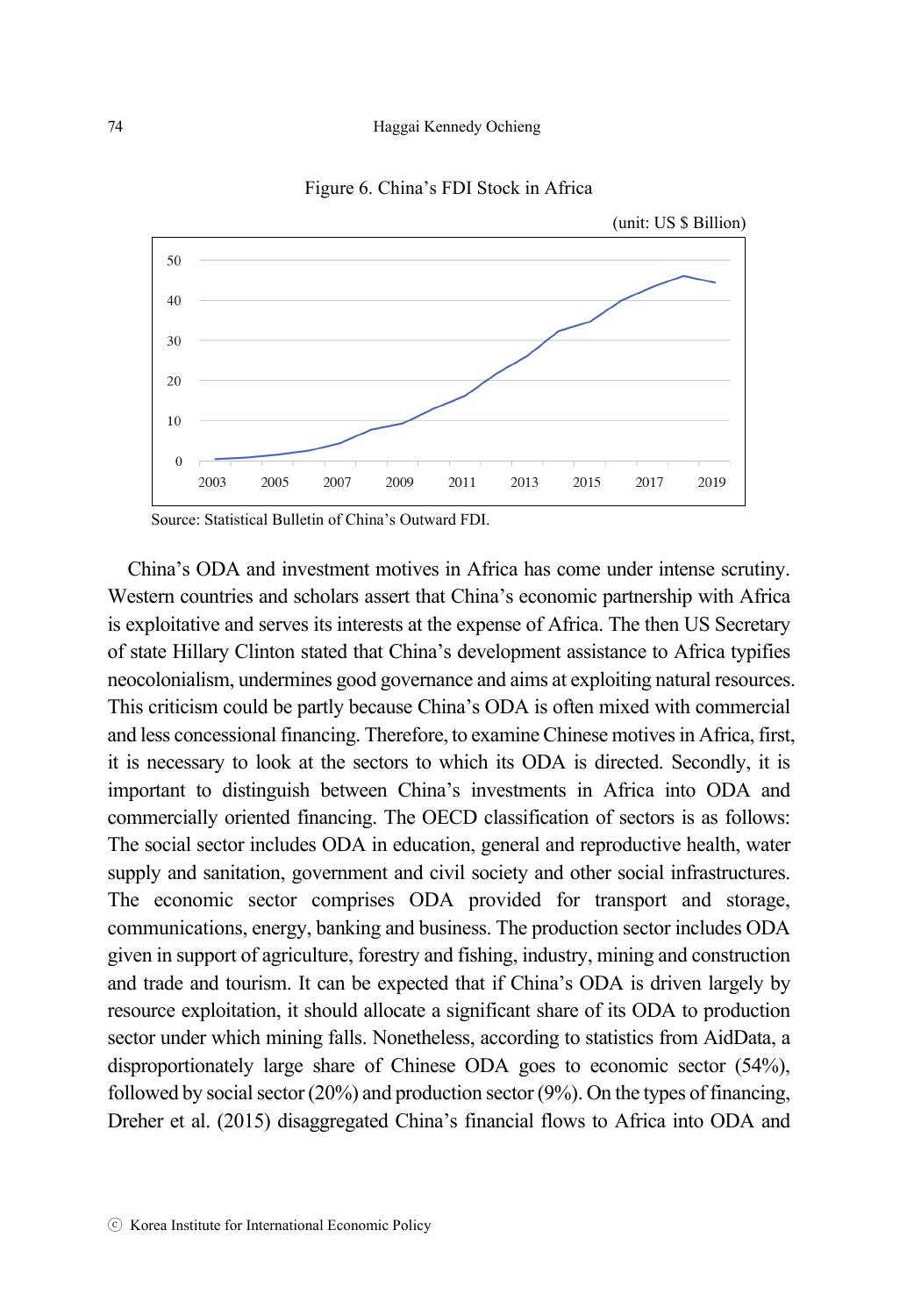Figure 6. China's FDI Stock in Africa

(unit: US $ Billion)

Source: Statistical Bulletin of China's Outward FDI.

China's ODA and investment motives in Africa has come under intense scrutiny. Western countries and scholars assert that China's economic partnership with Africa is exploitative and serves its interests at the expense of Africa. The then US Secretary of state Hillary Clinton stated that China's development assistance to Africa typifies neocolonialism, undermines good governance and aims at exploiting natural resources. This criticism could be partly because China's ODA is often mixed with commercial and less concessional financing. Therefore, to examine Chinese motives in Africa, first, it is necessary to look at the sectors to which its ODA is directed. Secondly, it is important to distinguish between China's investments in Africa into ODA and commercially oriented financing. The OECD classification of sectors is as follows: The social sector includes ODA in education, general and reproductive health, water supply and sanitation, government and civil society and other social infrastructures. The economic sector comprises ODA provided for transport and storage, communications, energy, banking and business. The production sector includes ODA given in support of agriculture, forestry and fishing, industry, mining and construction and trade and tourism. It can be expected that if China's ODA is driven largely by resource exploitation, it should allocate a significant share of its ODA to production sector under which mining falls. Nonetheless, according to statistics from AidData, a disproportionately large share of Chinese ODA goes to economic sector (54%), followed by social sector (20%) and production sector (9%). On the types of financing, Dreher et al. (2015) disaggregated China's financial flows to Africa into ODA and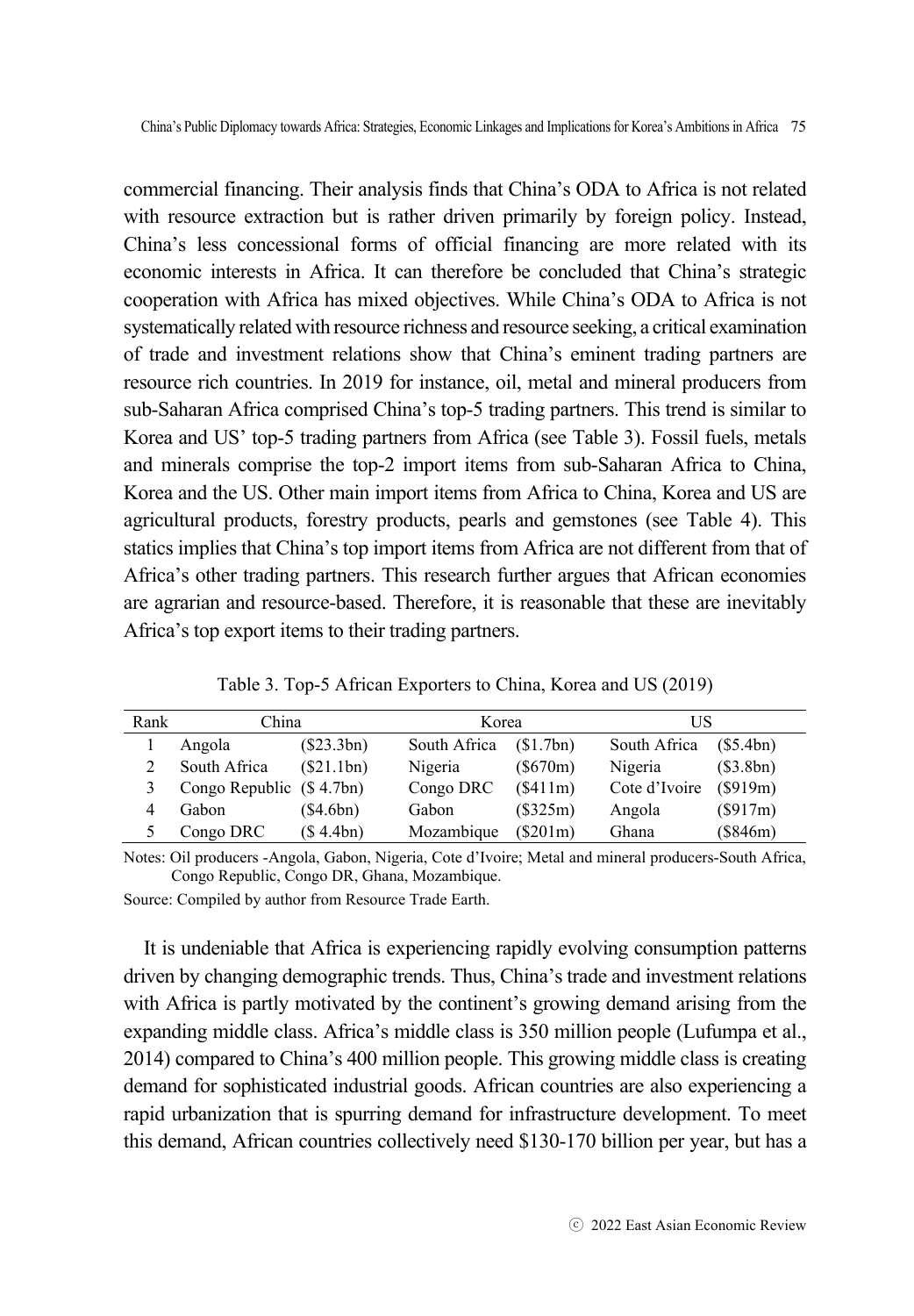commercial financing. Their analysis finds that China's ODA to Africa is not related with resource extraction but is rather driven primarily by foreign policy. Instead, China's less concessional forms of official financing are more related with its economic interests in Africa. It can therefore be concluded that China's strategic cooperation with Africa has mixed objectives. While China's ODA to Africa is not systematically related with resource richness and resource seeking, a critical examination of trade and investment relations show that China's eminent trading partners are resource rich countries. In 2019 for instance, oil, metal and mineral producers from sub-Saharan Africa comprised China's top-5 trading partners. This trend is similar to Korea and US' top-5 trading partners from Africa (see Table 3). Fossil fuels, metals and minerals comprise the top-2 import items from sub-Saharan Africa to China, Korea and the US. Other main import items from Africa to China, Korea and US are agricultural products, forestry products, pearls and gemstones (see Table 4). This statics implies that China's top import items from Africa are not different from that of Africa's other trading partners. This research further argues that African economies are agrarian and resource-based. Therefore, it is reasonable that these are inevitably Africa's top export items to their trading partners.

Table 3. Top-5 African Exporters to China, Korea and US (2019)

| Rank | China | | Korea | | US | |
|---|---|---|---|---|---|---|
| 1 | Angola | ($23.3bn) | South Africa | ($1.7bn) | South Africa | ($5.4bn) |
| 2 | South Africa | ($21.1bn) | Nigeria | ($670m) | Nigeria | ($3.8bn) |
| 3 | Congo Republic | ($ 4.7bn) | Congo DRC | ($411m) | Cote d'Ivoire | ($919m) |
| 4 | Gabon | ($4.6bn) | Gabon | ($325m) | Angola | ($917m) |
| 5 | Congo DRC | ($ 4.4bn) | Mozambique | ($201m) | Ghana | ($846m) |

Notes: Oil producers -Angola, Gabon, Nigeria, Cote d'Ivoire; Metal and mineral producers-South Africa, Congo Republic, Congo DR, Ghana, Mozambique.

Source: Compiled by author from Resource Trade Earth.

It is undeniable that Africa is experiencing rapidly evolving consumption patterns driven by changing demographic trends. Thus, China's trade and investment relations with Africa is partly motivated by the continent's growing demand arising from the expanding middle class. Africa's middle class is 350 million people (Lufumpa et al., 2014) compared to China's 400 million people. This growing middle class is creating demand for sophisticated industrial goods. African countries are also experiencing a rapid urbanization that is spurring demand for infrastructure development. To meet this demand, African countries collectively need $130-170 billion per year, but has a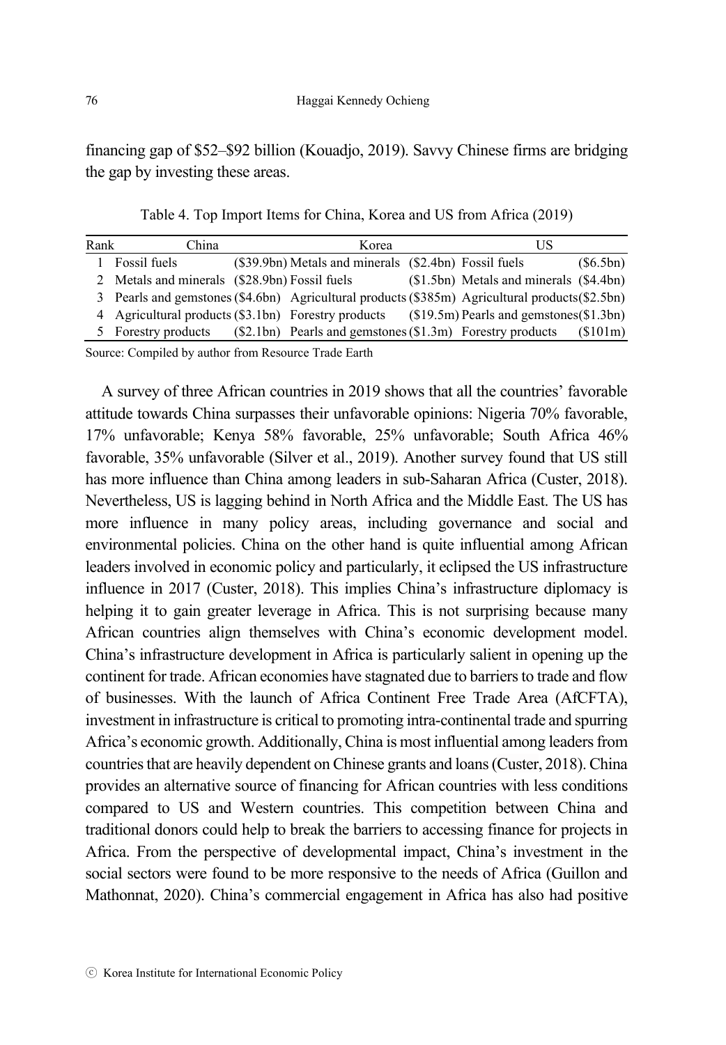financing gap of $52–$92 billion (Kouadjo, 2019). Savvy Chinese firms are bridging the gap by investing these areas.

Table 4. Top Import Items for China, Korea and US from Africa (2019)

| Rank | China | | Korea | | US | |
|---|---|---|---|---|---|---|
| 1 | Fossil fuels | ($39.9bn) | Metals and minerals | ($2.4bn) | Fossil fuels | ($6.5bn) |
| 2 | Metals and minerals | ($28.9bn) | Fossil fuels | ($1.5bn) | Metals and minerals | ($4.4bn) |
| 3 | Pearls and gemstones | ($4.6bn) | Agricultural products | ($385m) | Agricultural products | ($2.5bn) |
| 4 | Agricultural products | ($3.1bn) | Forestry products | ($19.5m) | Pearls and gemstones | ($1.3bn) |
| 5 | Forestry products | ($2.1bn) | Pearls and gemstones | ($1.3m) | Forestry products | ($101m) |

Source: Compiled by author from Resource Trade Earth

A survey of three African countries in 2019 shows that all the countries' favorable attitude towards China surpasses their unfavorable opinions: Nigeria 70% favorable, 17% unfavorable; Kenya 58% favorable, 25% unfavorable; South Africa 46% favorable, 35% unfavorable (Silver et al., 2019). Another survey found that US still has more influence than China among leaders in sub-Saharan Africa (Custer, 2018). Nevertheless, US is lagging behind in North Africa and the Middle East. The US has more influence in many policy areas, including governance and social and environmental policies. China on the other hand is quite influential among African leaders involved in economic policy and particularly, it eclipsed the US infrastructure influence in 2017 (Custer, 2018). This implies China's infrastructure diplomacy is helping it to gain greater leverage in Africa. This is not surprising because many African countries align themselves with China's economic development model. China's infrastructure development in Africa is particularly salient in opening up the continent for trade. African economies have stagnated due to barriers to trade and flow of businesses. With the launch of Africa Continent Free Trade Area (AfCFTA), investment in infrastructure is critical to promoting intra-continental trade and spurring Africa's economic growth. Additionally, China is most influential among leaders from countries that are heavily dependent on Chinese grants and loans (Custer, 2018). China provides an alternative source of financing for African countries with less conditions compared to US and Western countries. This competition between China and traditional donors could help to break the barriers to accessing finance for projects in Africa. From the perspective of developmental impact, China's investment in the social sectors were found to be more responsive to the needs of Africa (Guillon and Mathonnat, 2020). China's commercial engagement in Africa has also had positive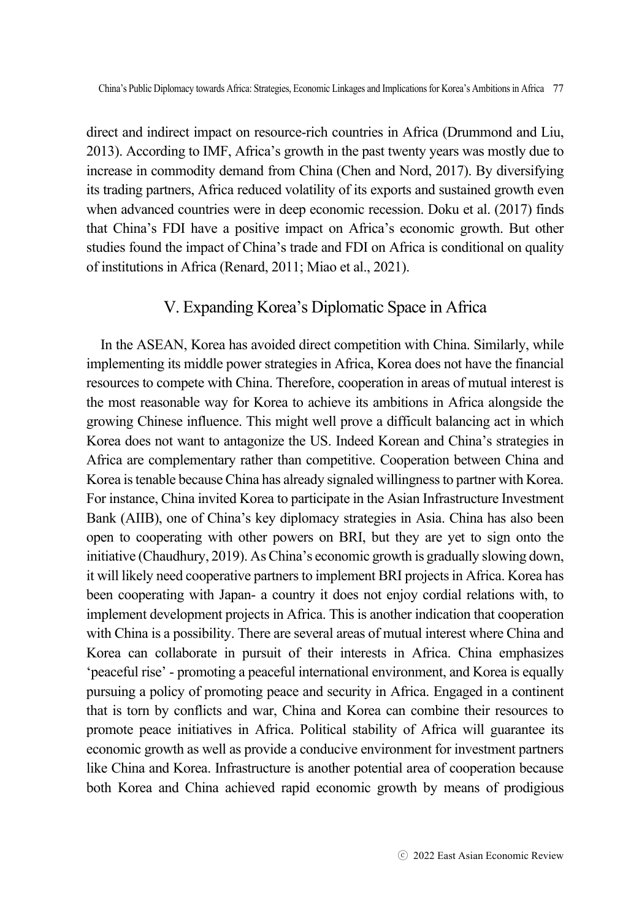direct and indirect impact on resource-rich countries in Africa (Drummond and Liu, 2013). According to IMF, Africa's growth in the past twenty years was mostly due to increase in commodity demand from China (Chen and Nord, 2017). By diversifying its trading partners, Africa reduced volatility of its exports and sustained growth even when advanced countries were in deep economic recession. Doku et al. (2017) finds that China's FDI have a positive impact on Africa's economic growth. But other studies found the impact of China's trade and FDI on Africa is conditional on quality of institutions in Africa (Renard, 2011; Miao et al., 2021).

## V. Expanding Korea's Diplomatic Space in Africa

In the ASEAN, Korea has avoided direct competition with China. Similarly, while implementing its middle power strategies in Africa, Korea does not have the financial resources to compete with China. Therefore, cooperation in areas of mutual interest is the most reasonable way for Korea to achieve its ambitions in Africa alongside the growing Chinese influence. This might well prove a difficult balancing act in which Korea does not want to antagonize the US. Indeed Korean and China's strategies in Africa are complementary rather than competitive. Cooperation between China and Korea is tenable because China has already signaled willingness to partner with Korea. For instance, China invited Korea to participate in the Asian Infrastructure Investment Bank (AIIB), one of China's key diplomacy strategies in Asia. China has also been open to cooperating with other powers on BRI, but they are yet to sign onto the initiative (Chaudhury, 2019). As China's economic growth is gradually slowing down, it will likely need cooperative partners to implement BRI projects in Africa. Korea has been cooperating with Japan- a country it does not enjoy cordial relations with, to implement development projects in Africa. This is another indication that cooperation with China is a possibility. There are several areas of mutual interest where China and Korea can collaborate in pursuit of their interests in Africa. China emphasizes 'peaceful rise' - promoting a peaceful international environment, and Korea is equally pursuing a policy of promoting peace and security in Africa. Engaged in a continent that is torn by conflicts and war, China and Korea can combine their resources to promote peace initiatives in Africa. Political stability of Africa will guarantee its economic growth as well as provide a conducive environment for investment partners like China and Korea. Infrastructure is another potential area of cooperation because both Korea and China achieved rapid economic growth by means of prodigious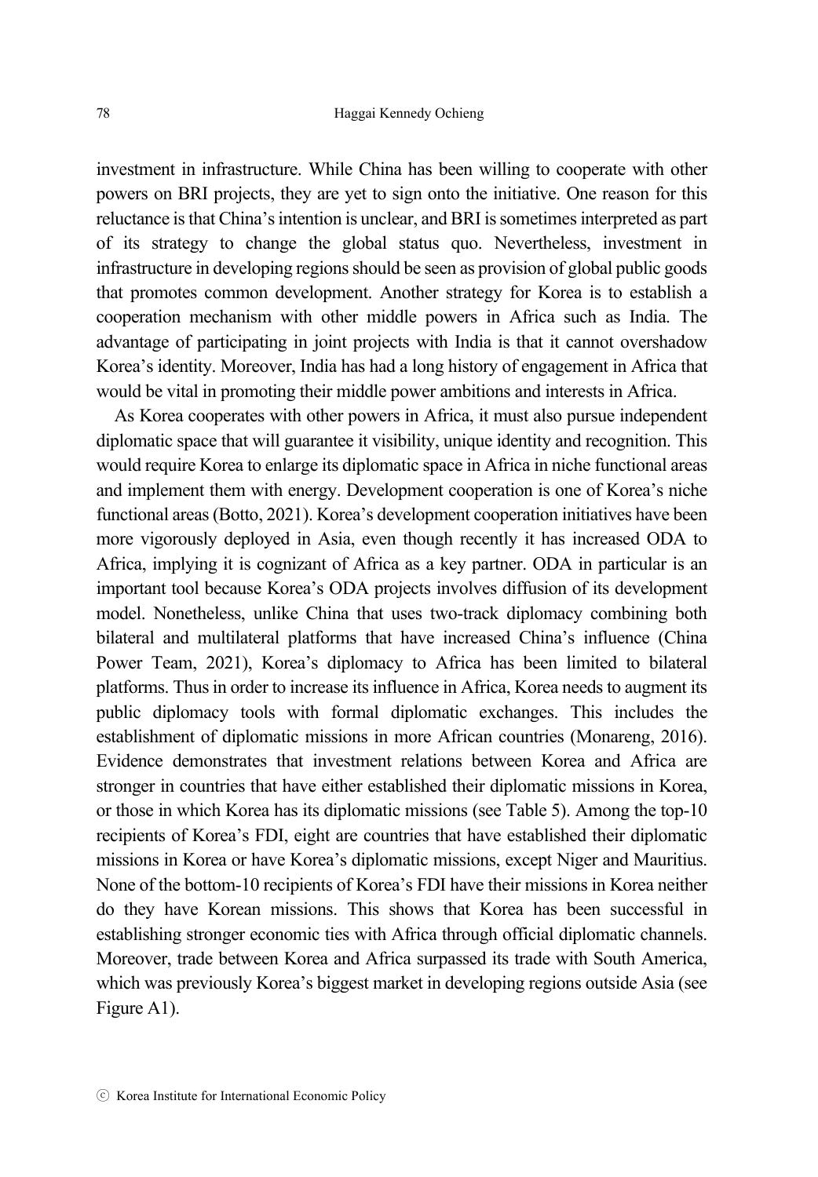investment in infrastructure. While China has been willing to cooperate with other powers on BRI projects, they are yet to sign onto the initiative. One reason for this reluctance is that China's intention is unclear, and BRI is sometimes interpreted as part of its strategy to change the global status quo. Nevertheless, investment in infrastructure in developing regions should be seen as provision of global public goods that promotes common development. Another strategy for Korea is to establish a cooperation mechanism with other middle powers in Africa such as India. The advantage of participating in joint projects with India is that it cannot overshadow Korea's identity. Moreover, India has had a long history of engagement in Africa that would be vital in promoting their middle power ambitions and interests in Africa.

As Korea cooperates with other powers in Africa, it must also pursue independent diplomatic space that will guarantee it visibility, unique identity and recognition. This would require Korea to enlarge its diplomatic space in Africa in niche functional areas and implement them with energy. Development cooperation is one of Korea's niche functional areas (Botto, 2021). Korea's development cooperation initiatives have been more vigorously deployed in Asia, even though recently it has increased ODA to Africa, implying it is cognizant of Africa as a key partner. ODA in particular is an important tool because Korea's ODA projects involves diffusion of its development model. Nonetheless, unlike China that uses two-track diplomacy combining both bilateral and multilateral platforms that have increased China's influence (China Power Team, 2021), Korea's diplomacy to Africa has been limited to bilateral platforms. Thus in order to increase its influence in Africa, Korea needs to augment its public diplomacy tools with formal diplomatic exchanges. This includes the establishment of diplomatic missions in more African countries (Monareng, 2016). Evidence demonstrates that investment relations between Korea and Africa are stronger in countries that have either established their diplomatic missions in Korea, or those in which Korea has its diplomatic missions (see Table 5). Among the top-10 recipients of Korea's FDI, eight are countries that have established their diplomatic missions in Korea or have Korea's diplomatic missions, except Niger and Mauritius. None of the bottom-10 recipients of Korea's FDI have their missions in Korea neither do they have Korean missions. This shows that Korea has been successful in establishing stronger economic ties with Africa through official diplomatic channels. Moreover, trade between Korea and Africa surpassed its trade with South America, which was previously Korea's biggest market in developing regions outside Asia (see Figure A1).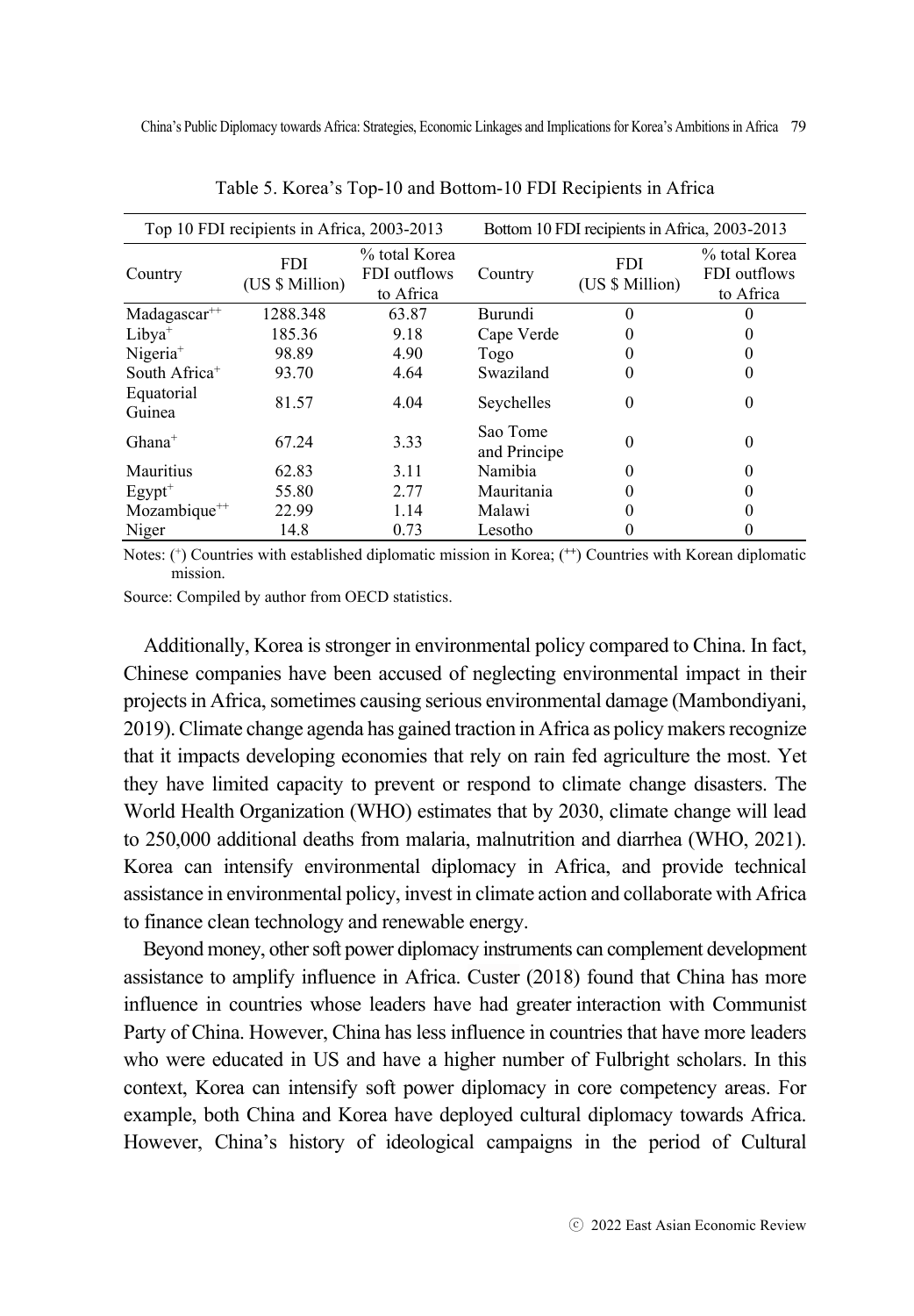Table 5. Korea's Top-10 and Bottom-10 FDI Recipients in Africa

| Top 10 FDI recipients in Africa, 2003-2013 | | | Bottom 10 FDI recipients in Africa, 2003-2013 | | |
|---|---|---|---|---|---|
| Country | FDI (US $ Million) | % total Korea FDI outflows to Africa | Country | FDI (US $ Million) | % total Korea FDI outflows to Africa |
| Madagascar[++] | 1288.348 | 63.87 | Burundi | 0 | 0 |
| Libya[+] | 185.36 | 9.18 | Cape Verde | 0 | 0 |
| Nigeria[+] | 98.89 | 4.90 | Togo | 0 | 0 |
| South Africa[+] | 93.70 | 4.64 | Swaziland | 0 | 0 |
| Equatorial Guinea | 81.57 | 4.04 | Seychelles | 0 | 0 |
| Ghana[+] | 67.24 | 3.33 | Sao Tome and Principe | 0 | 0 |
| Mauritius | 62.83 | 3.11 | Namibia | 0 | 0 |
| Egypt[+] | 55.80 | 2.77 | Mauritania | 0 | 0 |
| Mozambique[++] | 22.99 | 1.14 | Malawi | 0 | 0 |
| Niger | 14.8 | 0.73 | Lesotho | 0 | 0 |

Notes: (+) Countries with established diplomatic mission in Korea; (++) Countries with Korean diplomatic mission.

Source: Compiled by author from OECD statistics.

Additionally, Korea is stronger in environmental policy compared to China. In fact, Chinese companies have been accused of neglecting environmental impact in their projects in Africa, sometimes causing serious environmental damage (Mambondiyani, 2019). Climate change agenda has gained traction in Africa as policy makers recognize that it impacts developing economies that rely on rain fed agriculture the most. Yet they have limited capacity to prevent or respond to climate change disasters. The World Health Organization (WHO) estimates that by 2030, climate change will lead to 250,000 additional deaths from malaria, malnutrition and diarrhea (WHO, 2021). Korea can intensify environmental diplomacy in Africa, and provide technical assistance in environmental policy, invest in climate action and collaborate with Africa to finance clean technology and renewable energy.

Beyond money, other soft power diplomacy instruments can complement development assistance to amplify influence in Africa. Custer (2018) found that China has more influence in countries whose leaders have had greater interaction with Communist Party of China. However, China has less influence in countries that have more leaders who were educated in US and have a higher number of Fulbright scholars. In this context, Korea can intensify soft power diplomacy in core competency areas. For example, both China and Korea have deployed cultural diplomacy towards Africa. However, China's history of ideological campaigns in the period of Cultural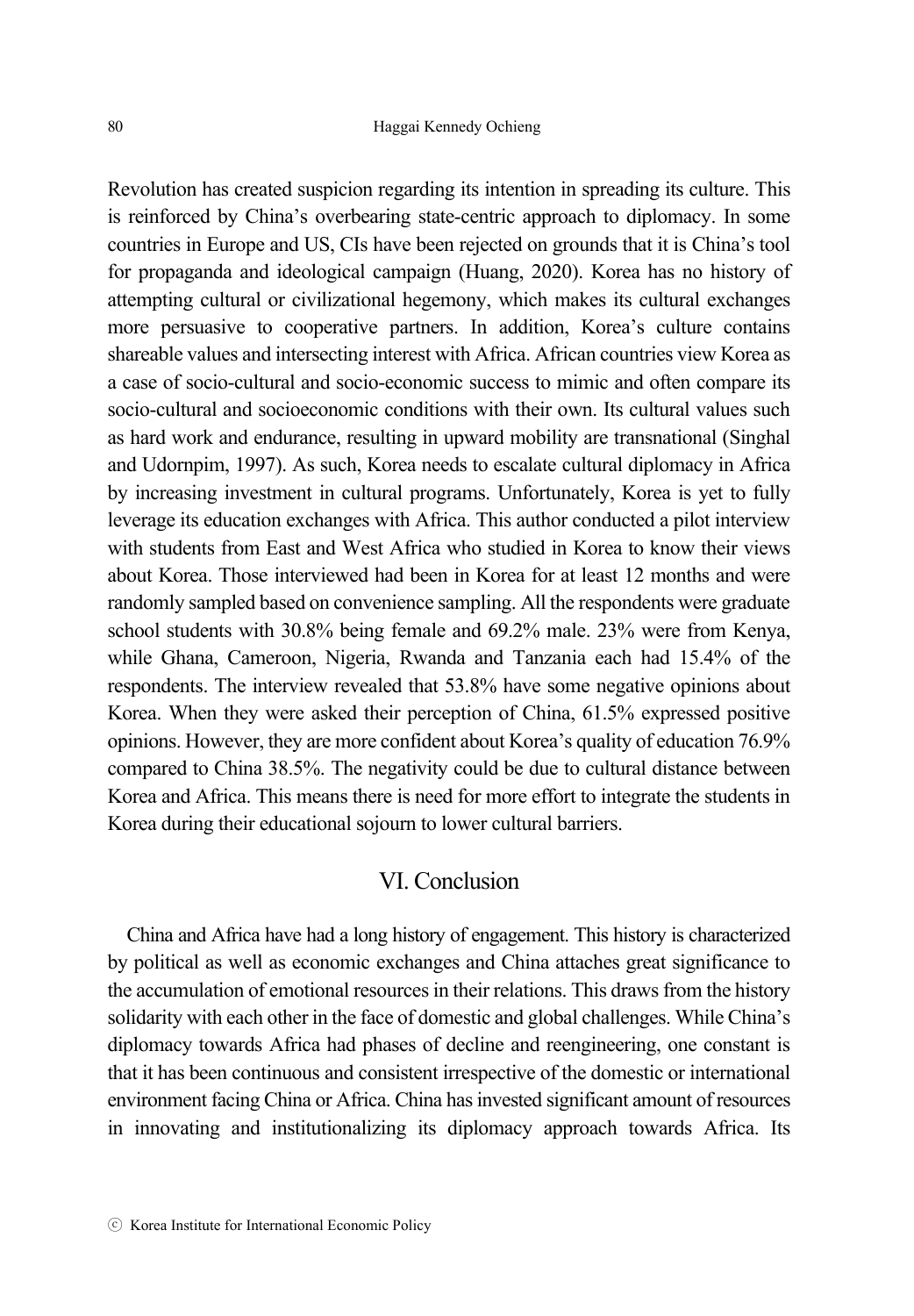Revolution has created suspicion regarding its intention in spreading its culture. This is reinforced by China's overbearing state-centric approach to diplomacy. In some countries in Europe and US, CIs have been rejected on grounds that it is China's tool for propaganda and ideological campaign (Huang, 2020). Korea has no history of attempting cultural or civilizational hegemony, which makes its cultural exchanges more persuasive to cooperative partners. In addition, Korea's culture contains shareable values and intersecting interest with Africa. African countries view Korea as a case of socio-cultural and socio-economic success to mimic and often compare its socio-cultural and socioeconomic conditions with their own. Its cultural values such as hard work and endurance, resulting in upward mobility are transnational (Singhal and Udornpim, 1997). As such, Korea needs to escalate cultural diplomacy in Africa by increasing investment in cultural programs. Unfortunately, Korea is yet to fully leverage its education exchanges with Africa. This author conducted a pilot interview with students from East and West Africa who studied in Korea to know their views about Korea. Those interviewed had been in Korea for at least 12 months and were randomly sampled based on convenience sampling. All the respondents were graduate school students with 30.8% being female and 69.2% male. 23% were from Kenya, while Ghana, Cameroon, Nigeria, Rwanda and Tanzania each had 15.4% of the respondents. The interview revealed that 53.8% have some negative opinions about Korea. When they were asked their perception of China, 61.5% expressed positive opinions. However, they are more confident about Korea's quality of education 76.9% compared to China 38.5%. The negativity could be due to cultural distance between Korea and Africa. This means there is need for more effort to integrate the students in Korea during their educational sojourn to lower cultural barriers.

## VI. Conclusion

China and Africa have had a long history of engagement. This history is characterized by political as well as economic exchanges and China attaches great significance to the accumulation of emotional resources in their relations. This draws from the history solidarity with each other in the face of domestic and global challenges. While China's diplomacy towards Africa had phases of decline and reengineering, one constant is that it has been continuous and consistent irrespective of the domestic or international environment facing China or Africa. China has invested significant amount of resources in innovating and institutionalizing its diplomacy approach towards Africa. Its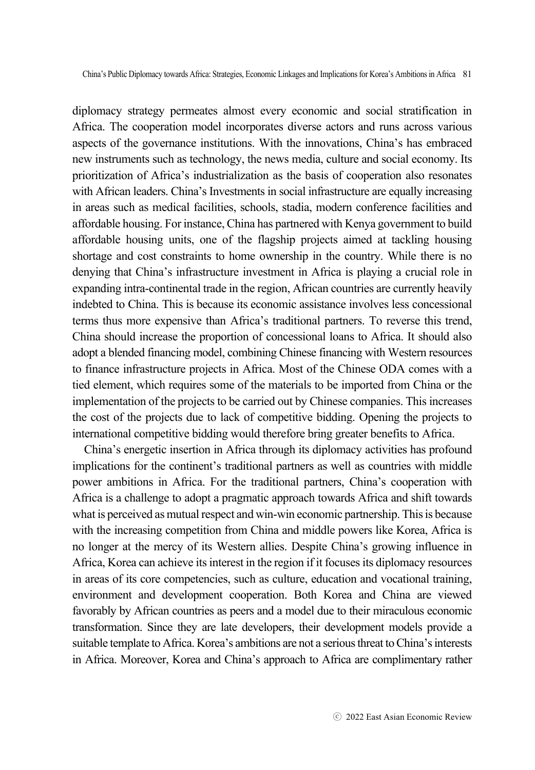diplomacy strategy permeates almost every economic and social stratification in Africa. The cooperation model incorporates diverse actors and runs across various aspects of the governance institutions. With the innovations, China's has embraced new instruments such as technology, the news media, culture and social economy. Its prioritization of Africa's industrialization as the basis of cooperation also resonates with African leaders. China's Investments in social infrastructure are equally increasing in areas such as medical facilities, schools, stadia, modern conference facilities and affordable housing. For instance, China has partnered with Kenya government to build affordable housing units, one of the flagship projects aimed at tackling housing shortage and cost constraints to home ownership in the country. While there is no denying that China's infrastructure investment in Africa is playing a crucial role in expanding intra-continental trade in the region, African countries are currently heavily indebted to China. This is because its economic assistance involves less concessional terms thus more expensive than Africa's traditional partners. To reverse this trend, China should increase the proportion of concessional loans to Africa. It should also adopt a blended financing model, combining Chinese financing with Western resources to finance infrastructure projects in Africa. Most of the Chinese ODA comes with a tied element, which requires some of the materials to be imported from China or the implementation of the projects to be carried out by Chinese companies. This increases the cost of the projects due to lack of competitive bidding. Opening the projects to international competitive bidding would therefore bring greater benefits to Africa.

China's energetic insertion in Africa through its diplomacy activities has profound implications for the continent's traditional partners as well as countries with middle power ambitions in Africa. For the traditional partners, China's cooperation with Africa is a challenge to adopt a pragmatic approach towards Africa and shift towards what is perceived as mutual respect and win-win economic partnership. This is because with the increasing competition from China and middle powers like Korea, Africa is no longer at the mercy of its Western allies. Despite China's growing influence in Africa, Korea can achieve its interest in the region if it focuses its diplomacy resources in areas of its core competencies, such as culture, education and vocational training, environment and development cooperation. Both Korea and China are viewed favorably by African countries as peers and a model due to their miraculous economic transformation. Since they are late developers, their development models provide a suitable template to Africa. Korea's ambitions are not a serious threat to China's interests in Africa. Moreover, Korea and China's approach to Africa are complimentary rather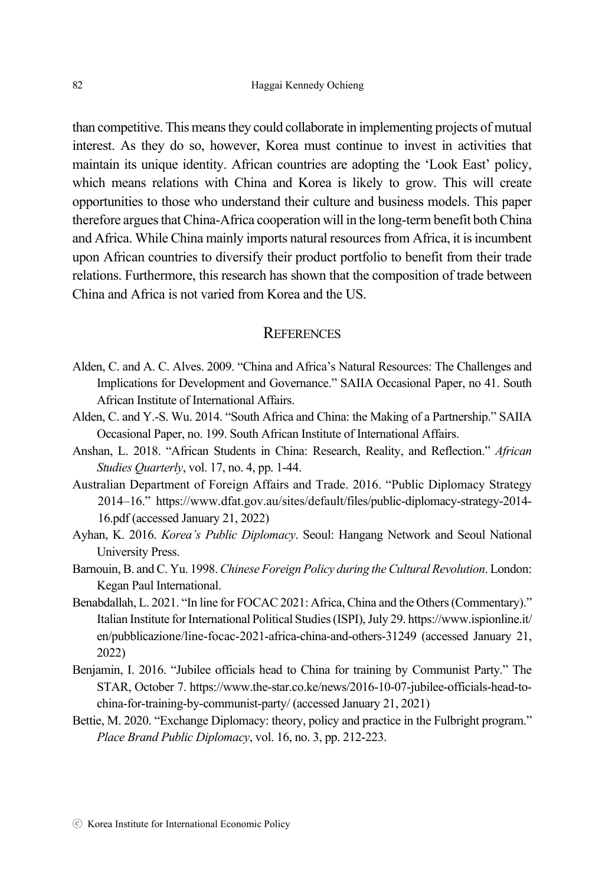than competitive. This means they could collaborate in implementing projects of mutual interest. As they do so, however, Korea must continue to invest in activities that maintain its unique identity. African countries are adopting the 'Look East' policy, which means relations with China and Korea is likely to grow. This will create opportunities to those who understand their culture and business models. This paper therefore argues that China-Africa cooperation will in the long-term benefit both China and Africa. While China mainly imports natural resources from Africa, it is incumbent upon African countries to diversify their product portfolio to benefit from their trade relations. Furthermore, this research has shown that the composition of trade between China and Africa is not varied from Korea and the US.

## REFERENCES

Alden, C. and A. C. Alves. 2009. "China and Africa's Natural Resources: The Challenges and Implications for Development and Governance." SAIIA Occasional Paper, no 41. South African Institute of International Affairs.

Alden, C. and Y.-S. Wu. 2014. "South Africa and China: the Making of a Partnership." SAIIA Occasional Paper, no. 199. South African Institute of International Affairs.

Anshan, L. 2018. "African Students in China: Research, Reality, and Reflection." *African Studies Quarterly*, vol. 17, no. 4, pp. 1-44.

Australian Department of Foreign Affairs and Trade. 2016. "Public Diplomacy Strategy 2014–16." https://www.dfat.gov.au/sites/default/files/public-diplomacy-strategy-2014-16.pdf (accessed January 21, 2022)

Ayhan, K. 2016. *Korea's Public Diplomacy*. Seoul: Hangang Network and Seoul National University Press.

Barnouin, B. and C. Yu. 1998. *Chinese Foreign Policy during the Cultural Revolution*. London: Kegan Paul International.

Benabdallah, L. 2021. "In line for FOCAC 2021: Africa, China and the Others (Commentary)." Italian Institute for International Political Studies (ISPI), July 29. https://www.ispionline.it/en/pubblicazione/line-focac-2021-africa-china-and-others-31249 (accessed January 21, 2022)

Benjamin, I. 2016. "Jubilee officials head to China for training by Communist Party." The STAR, October 7. https://www.the-star.co.ke/news/2016-10-07-jubilee-officials-head-to-china-for-training-by-communist-party/ (accessed January 21, 2021)

Bettie, M. 2020. "Exchange Diplomacy: theory, policy and practice in the Fulbright program." *Place Brand Public Diplomacy*, vol. 16, no. 3, pp. 212-223.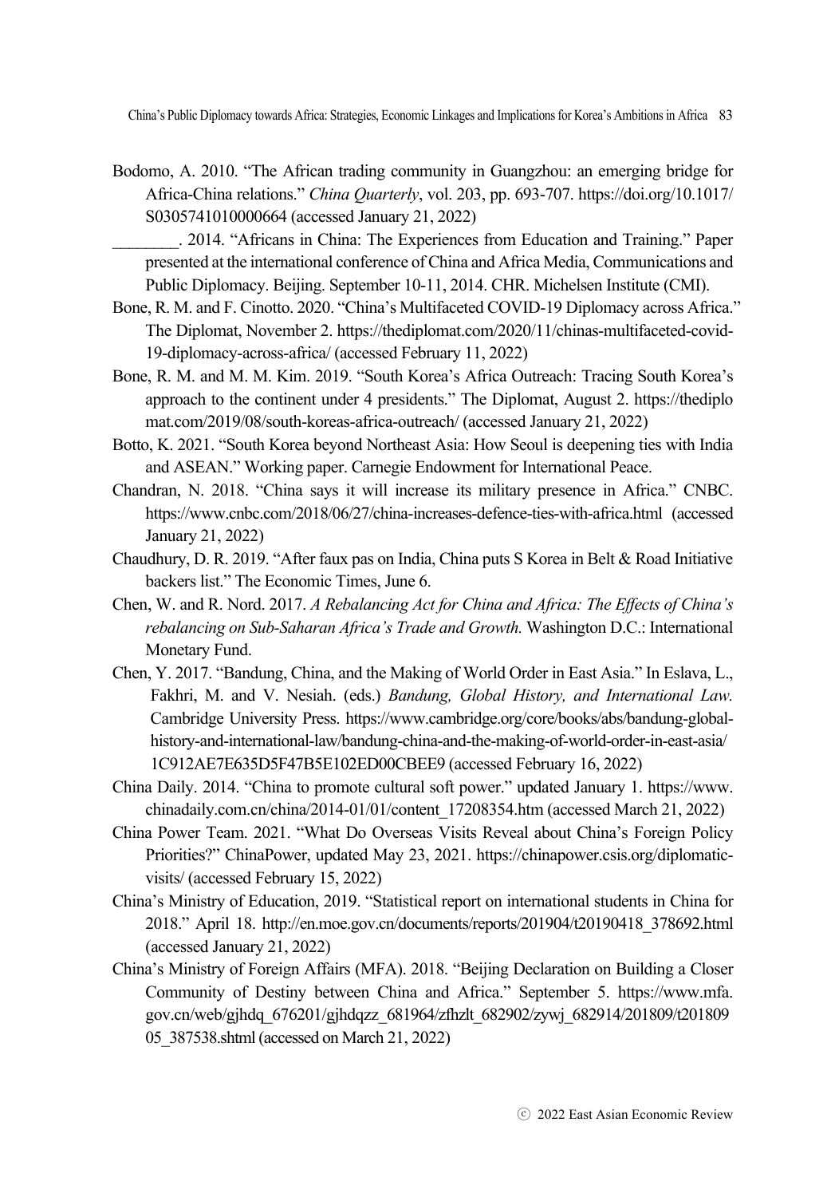Bodomo, A. 2010. “The African trading community in Guangzhou: an emerging bridge for Africa-China relations.” *China Quarterly*, vol. 203, pp. 693-707. https://doi.org/10.1017/S0305741010000664 (accessed January 21, 2022)

________. 2014. “Africans in China: The Experiences from Education and Training.” Paper presented at the international conference of China and Africa Media, Communications and Public Diplomacy. Beijing. September 10-11, 2014. CHR. Michelsen Institute (CMI).

Bone, R. M. and F. Cinotto. 2020. “China’s Multifaceted COVID-19 Diplomacy across Africa.” The Diplomat, November 2. https://thediplomat.com/2020/11/chinas-multifaceted-covid-19-diplomacy-across-africa/ (accessed February 11, 2022)

Bone, R. M. and M. M. Kim. 2019. “South Korea’s Africa Outreach: Tracing South Korea’s approach to the continent under 4 presidents.” The Diplomat, August 2. https://thediplomat.com/2019/08/south-koreas-africa-outreach/ (accessed January 21, 2022)

Botto, K. 2021. “South Korea beyond Northeast Asia: How Seoul is deepening ties with India and ASEAN.” Working paper. Carnegie Endowment for International Peace.

Chandran, N. 2018. “China says it will increase its military presence in Africa.” CNBC. https://www.cnbc.com/2018/06/27/china-increases-defence-ties-with-africa.html (accessed January 21, 2022)

Chaudhury, D. R. 2019. “After faux pas on India, China puts S Korea in Belt & Road Initiative backers list.” The Economic Times, June 6.

Chen, W. and R. Nord. 2017. *A Rebalancing Act for China and Africa: The Effects of China’s rebalancing on Sub-Saharan Africa’s Trade and Growth.* Washington D.C.: International Monetary Fund.

Chen, Y. 2017. “Bandung, China, and the Making of World Order in East Asia.” In Eslava, L., Fakhri, M. and V. Nesiah. (eds.) *Bandung, Global History, and International Law.* Cambridge University Press. https://www.cambridge.org/core/books/abs/bandung-global-history-and-international-law/bandung-china-and-the-making-of-world-order-in-east-asia/1C912AE7E635D5F47B5E102ED00CBEE9 (accessed February 16, 2022)

China Daily. 2014. “China to promote cultural soft power.” updated January 1. https://www.chinadaily.com.cn/china/2014-01/01/content_17208354.htm (accessed March 21, 2022)

China Power Team. 2021. “What Do Overseas Visits Reveal about China’s Foreign Policy Priorities?” ChinaPower, updated May 23, 2021. https://chinapower.csis.org/diplomatic-visits/ (accessed February 15, 2022)

China’s Ministry of Education, 2019. “Statistical report on international students in China for 2018.” April 18. http://en.moe.gov.cn/documents/reports/201904/t20190418_378692.html (accessed January 21, 2022)

China’s Ministry of Foreign Affairs (MFA). 2018. “Beijing Declaration on Building a Closer Community of Destiny between China and Africa.” September 5. https://www.mfa.gov.cn/web/gjhdq_676201/gjhdqzz_681964/zfhzlt_682902/zywj_682914/201809/t20180905_387538.shtml (accessed on March 21, 2022)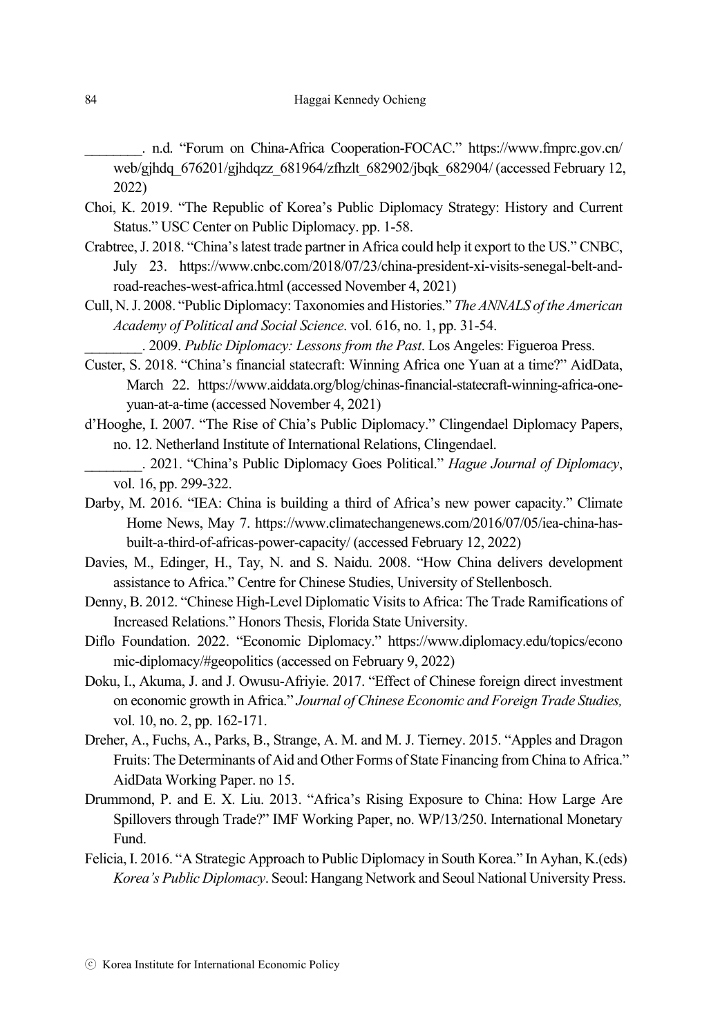________. n.d. “Forum on China-Africa Cooperation-FOCAC.” https://www.fmprc.gov.cn/web/gjhdq_676201/gjhdqzz_681964/zfhzlt_682902/jbqk_682904/ (accessed February 12, 2022)

Choi, K. 2019. “The Republic of Korea’s Public Diplomacy Strategy: History and Current Status.” USC Center on Public Diplomacy. pp. 1-58.

Crabtree, J. 2018. “China’s latest trade partner in Africa could help it export to the US.” CNBC, July 23. https://www.cnbc.com/2018/07/23/china-president-xi-visits-senegal-belt-and-road-reaches-west-africa.html (accessed November 4, 2021)

Cull, N. J. 2008. “Public Diplomacy: Taxonomies and Histories.” *The ANNALS of the American Academy of Political and Social Science*. vol. 616, no. 1, pp. 31-54.

________. 2009. *Public Diplomacy: Lessons from the Past*. Los Angeles: Figueroa Press.

Custer, S. 2018. “China’s financial statecraft: Winning Africa one Yuan at a time?” AidData, March 22. https://www.aiddata.org/blog/chinas-financial-statecraft-winning-africa-one-yuan-at-a-time (accessed November 4, 2021)

d’Hooghe, I. 2007. “The Rise of Chia’s Public Diplomacy.” Clingendael Diplomacy Papers, no. 12. Netherland Institute of International Relations, Clingendael.

________. 2021. “China’s Public Diplomacy Goes Political.” *Hague Journal of Diplomacy*, vol. 16, pp. 299-322.

Darby, M. 2016. “IEA: China is building a third of Africa’s new power capacity.” Climate Home News, May 7. https://www.climatechangenews.com/2016/07/05/iea-china-has-built-a-third-of-africas-power-capacity/ (accessed February 12, 2022)

Davies, M., Edinger, H., Tay, N. and S. Naidu. 2008. “How China delivers development assistance to Africa.” Centre for Chinese Studies, University of Stellenbosch.

Denny, B. 2012. “Chinese High-Level Diplomatic Visits to Africa: The Trade Ramifications of Increased Relations.” Honors Thesis, Florida State University.

Diflo Foundation. 2022. “Economic Diplomacy.” https://www.diplomacy.edu/topics/economic-diplomacy/#geopolitics (accessed on February 9, 2022)

Doku, I., Akuma, J. and J. Owusu-Afriyie. 2017. “Effect of Chinese foreign direct investment on economic growth in Africa.” *Journal of Chinese Economic and Foreign Trade Studies,* vol. 10, no. 2, pp. 162-171.

Dreher, A., Fuchs, A., Parks, B., Strange, A. M. and M. J. Tierney. 2015. “Apples and Dragon Fruits: The Determinants of Aid and Other Forms of State Financing from China to Africa.” AidData Working Paper. no 15.

Drummond, P. and E. X. Liu. 2013. “Africa’s Rising Exposure to China: How Large Are Spillovers through Trade?” IMF Working Paper, no. WP/13/250. International Monetary Fund.

Felicia, I. 2016. “A Strategic Approach to Public Diplomacy in South Korea.” In Ayhan, K.(eds) *Korea’s Public Diplomacy*. Seoul: Hangang Network and Seoul National University Press.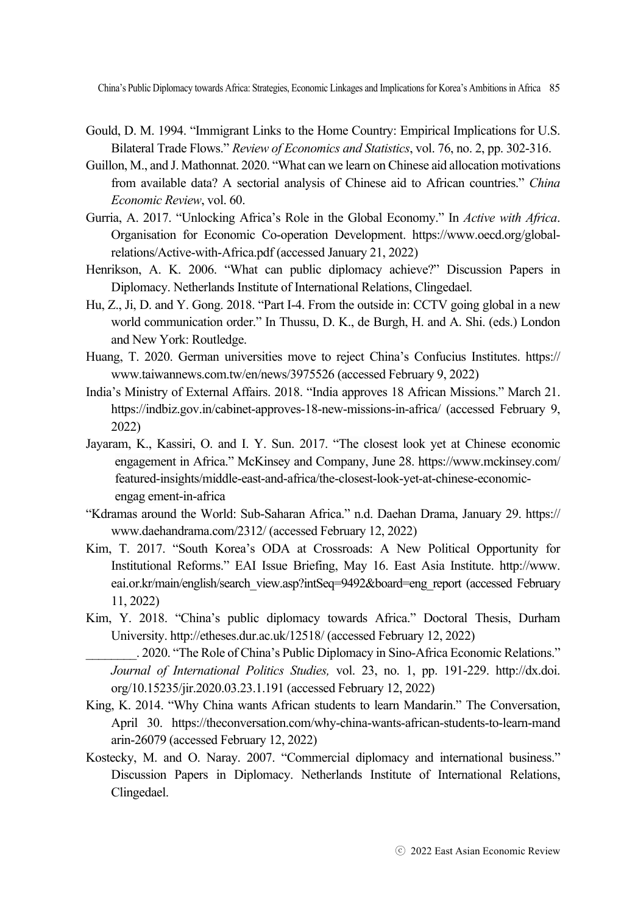Gould, D. M. 1994. "Immigrant Links to the Home Country: Empirical Implications for U.S. Bilateral Trade Flows." *Review of Economics and Statistics*, vol. 76, no. 2, pp. 302-316.

Guillon, M., and J. Mathonnat. 2020. "What can we learn on Chinese aid allocation motivations from available data? A sectorial analysis of Chinese aid to African countries." *China Economic Review*, vol. 60.

Gurria, A. 2017. "Unlocking Africa's Role in the Global Economy." In *Active with Africa*. Organisation for Economic Co-operation Development. https://www.oecd.org/global-relations/Active-with-Africa.pdf (accessed January 21, 2022)

Henrikson, A. K. 2006. "What can public diplomacy achieve?" Discussion Papers in Diplomacy. Netherlands Institute of International Relations, Clingedael.

Hu, Z., Ji, D. and Y. Gong. 2018. "Part I-4. From the outside in: CCTV going global in a new world communication order." In Thussu, D. K., de Burgh, H. and A. Shi. (eds.) London and New York: Routledge.

Huang, T. 2020. German universities move to reject China's Confucius Institutes. https://www.taiwannews.com.tw/en/news/3975526 (accessed February 9, 2022)

India's Ministry of External Affairs. 2018. "India approves 18 African Missions." March 21. https://indbiz.gov.in/cabinet-approves-18-new-missions-in-africa/ (accessed February 9, 2022)

Jayaram, K., Kassiri, O. and I. Y. Sun. 2017. "The closest look yet at Chinese economic engagement in Africa." McKinsey and Company, June 28. https://www.mckinsey.com/featured-insights/middle-east-and-africa/the-closest-look-yet-at-chinese-economic-engag ement-in-africa

"Kdramas around the World: Sub-Saharan Africa." n.d. Daehan Drama, January 29. https://www.daehandrama.com/2312/ (accessed February 12, 2022)

Kim, T. 2017. "South Korea's ODA at Crossroads: A New Political Opportunity for Institutional Reforms." EAI Issue Briefing, May 16. East Asia Institute. http://www.eai.or.kr/main/english/search_view.asp?intSeq=9492&board=eng_report (accessed February 11, 2022)

Kim, Y. 2018. "China's public diplomacy towards Africa." Doctoral Thesis, Durham University. http://etheses.dur.ac.uk/12518/ (accessed February 12, 2022)

________. 2020. "The Role of China's Public Diplomacy in Sino-Africa Economic Relations." *Journal of International Politics Studies,* vol. 23, no. 1, pp. 191-229. http://dx.doi.org/10.15235/jir.2020.03.23.1.191 (accessed February 12, 2022)

King, K. 2014. "Why China wants African students to learn Mandarin." The Conversation, April 30. https://theconversation.com/why-china-wants-african-students-to-learn-mandarin-26079 (accessed February 12, 2022)

Kostecky, M. and O. Naray. 2007. "Commercial diplomacy and international business." Discussion Papers in Diplomacy. Netherlands Institute of International Relations, Clingedael.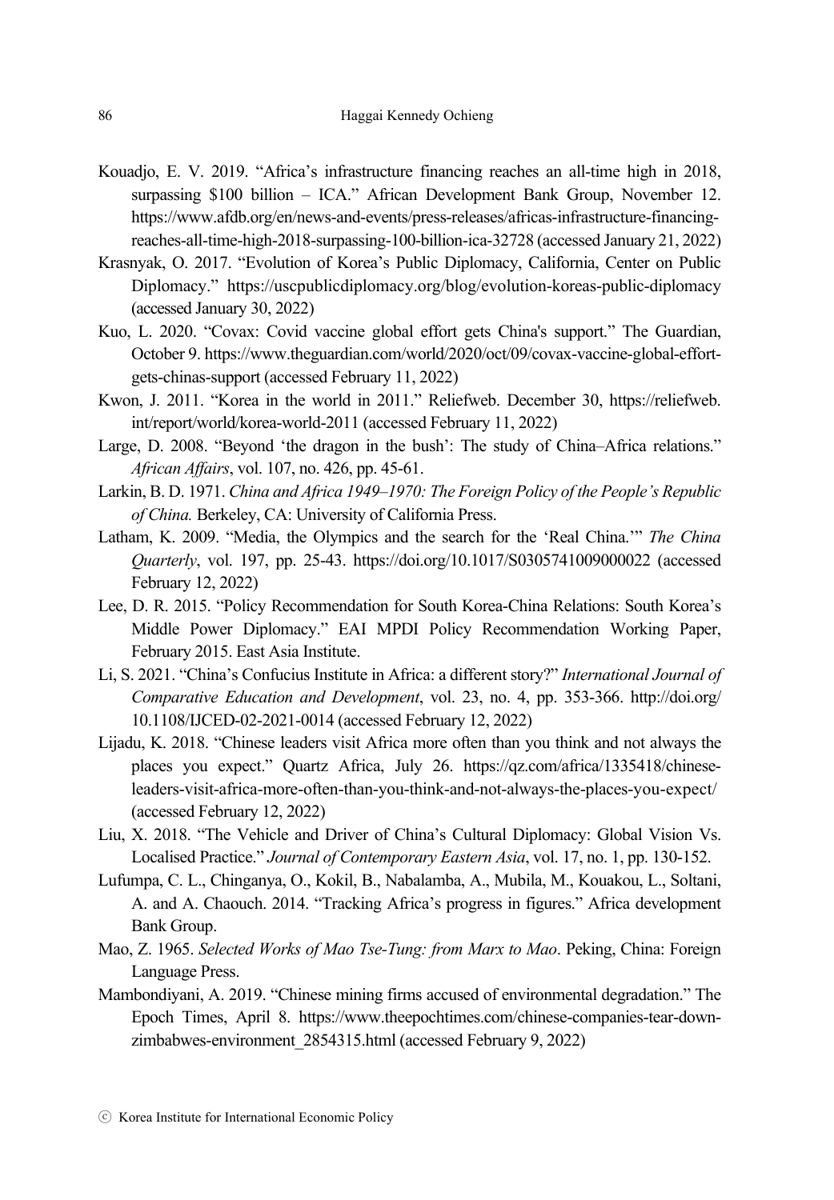Kouadjo, E. V. 2019. "Africa's infrastructure financing reaches an all-time high in 2018, surpassing \$100 billion – ICA." African Development Bank Group, November 12. https://www.afdb.org/en/news-and-events/press-releases/africas-infrastructure-financing-reaches-all-time-high-2018-surpassing-100-billion-ica-32728 (accessed January 21, 2022)

Krasnyak, O. 2017. "Evolution of Korea's Public Diplomacy, California, Center on Public Diplomacy." https://uscpublicdiplomacy.org/blog/evolution-koreas-public-diplomacy (accessed January 30, 2022)

Kuo, L. 2020. "Covax: Covid vaccine global effort gets China's support." The Guardian, October 9. https://www.theguardian.com/world/2020/oct/09/covax-vaccine-global-effort-gets-chinas-support (accessed February 11, 2022)

Kwon, J. 2011. "Korea in the world in 2011." Reliefweb. December 30, https://reliefweb.int/report/world/korea-world-2011 (accessed February 11, 2022)

Large, D. 2008. "Beyond 'the dragon in the bush': The study of China–Africa relations." *African Affairs*, vol. 107, no. 426, pp. 45-61.

Larkin, B. D. 1971. *China and Africa 1949–1970: The Foreign Policy of the People's Republic of China.* Berkeley, CA: University of California Press.

Latham, K. 2009. "Media, the Olympics and the search for the 'Real China.'" *The China Quarterly*, vol. 197, pp. 25-43. https://doi.org/10.1017/S0305741009000022 (accessed February 12, 2022)

Lee, D. R. 2015. "Policy Recommendation for South Korea-China Relations: South Korea's Middle Power Diplomacy." EAI MPDI Policy Recommendation Working Paper, February 2015. East Asia Institute.

Li, S. 2021. "China's Confucius Institute in Africa: a different story?" *International Journal of Comparative Education and Development*, vol. 23, no. 4, pp. 353-366. http://doi.org/10.1108/IJCED-02-2021-0014 (accessed February 12, 2022)

Lijadu, K. 2018. "Chinese leaders visit Africa more often than you think and not always the places you expect." Quartz Africa, July 26. https://qz.com/africa/1335418/chinese-leaders-visit-africa-more-often-than-you-think-and-not-always-the-places-you-expect/ (accessed February 12, 2022)

Liu, X. 2018. "The Vehicle and Driver of China's Cultural Diplomacy: Global Vision Vs. Localised Practice." *Journal of Contemporary Eastern Asia*, vol. 17, no. 1, pp. 130-152.

Lufumpa, C. L., Chinganya, O., Kokil, B., Nabalamba, A., Mubila, M., Kouakou, L., Soltani, A. and A. Chaouch. 2014. "Tracking Africa's progress in figures." Africa development Bank Group.

Mao, Z. 1965. *Selected Works of Mao Tse-Tung: from Marx to Mao*. Peking, China: Foreign Language Press.

Mambondiyani, A. 2019. "Chinese mining firms accused of environmental degradation." The Epoch Times, April 8. https://www.theepochtimes.com/chinese-companies-tear-down-zimbabwes-environment_2854315.html (accessed February 9, 2022)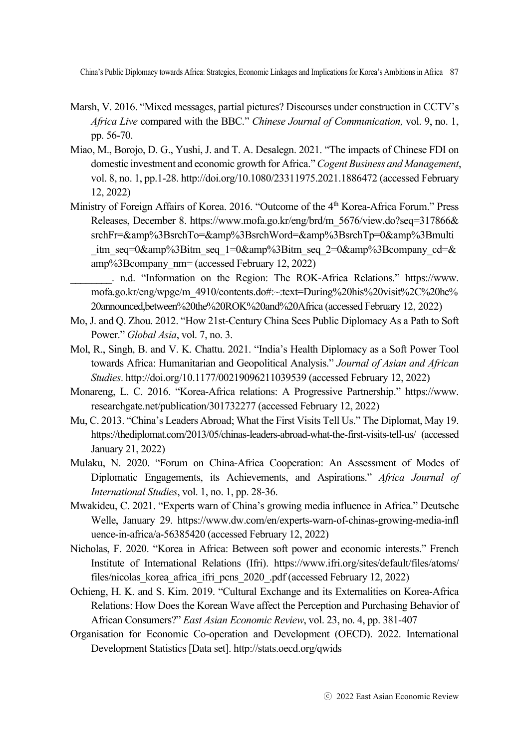Marsh, V. 2016. "Mixed messages, partial pictures? Discourses under construction in CCTV's *Africa Live* compared with the BBC." *Chinese Journal of Communication,* vol. 9, no. 1, pp. 56-70.

Miao, M., Borojo, D. G., Yushi, J. and T. A. Desalegn. 2021. "The impacts of Chinese FDI on domestic investment and economic growth for Africa." *Cogent Business and Management*, vol. 8, no. 1, pp.1-28. http://doi.org/10.1080/23311975.2021.1886472 (accessed February 12, 2022)

Ministry of Foreign Affairs of Korea. 2016. "Outcome of the 4th Korea-Africa Forum." Press Releases, December 8. https://www.mofa.go.kr/eng/brd/m_5676/view.do?seq=317866&srchFr=&amp%3BsrchTo=&amp%3BsrchWord=&amp%3BsrchTp=0&amp%3Bmulti_itm_seq=0&amp%3Bitm_seq_1=0&amp%3Bitm_seq_2=0&amp%3Bcompany_cd=&amp%3Bcompany_nm= (accessed February 12, 2022)

________. n.d. "Information on the Region: The ROK-Africa Relations." https://www.mofa.go.kr/eng/wpge/m_4910/contents.do#:~:text=During%20his%20visit%2C%20he%20announced,between%20the%20ROK%20and%20Africa (accessed February 12, 2022)

Mo, J. and Q. Zhou. 2012. "How 21st-Century China Sees Public Diplomacy As a Path to Soft Power." *Global Asia*, vol. 7, no. 3.

Mol, R., Singh, B. and V. K. Chattu. 2021. "India's Health Diplomacy as a Soft Power Tool towards Africa: Humanitarian and Geopolitical Analysis." *Journal of Asian and African Studies*. http://doi.org/10.1177/00219096211039539 (accessed February 12, 2022)

Monareng, L. C. 2016. "Korea-Africa relations: A Progressive Partnership." https://www.researchgate.net/publication/301732277 (accessed February 12, 2022)

Mu, C. 2013. "China's Leaders Abroad; What the First Visits Tell Us." The Diplomat, May 19. https://thediplomat.com/2013/05/chinas-leaders-abroad-what-the-first-visits-tell-us/ (accessed January 21, 2022)

Mulaku, N. 2020. "Forum on China-Africa Cooperation: An Assessment of Modes of Diplomatic Engagements, its Achievements, and Aspirations." *Africa Journal of International Studies*, vol. 1, no. 1, pp. 28-36.

Mwakideu, C. 2021. "Experts warn of China's growing media influence in Africa." Deutsche Welle, January 29. https://www.dw.com/en/experts-warn-of-chinas-growing-media-influence-in-africa/a-56385420 (accessed February 12, 2022)

Nicholas, F. 2020. "Korea in Africa: Between soft power and economic interests." French Institute of International Relations (Ifri). https://www.ifri.org/sites/default/files/atoms/files/nicolas_korea_africa_ifri_pcns_2020_.pdf (accessed February 12, 2022)

Ochieng, H. K. and S. Kim. 2019. "Cultural Exchange and its Externalities on Korea-Africa Relations: How Does the Korean Wave affect the Perception and Purchasing Behavior of African Consumers?" *East Asian Economic Review*, vol. 23, no. 4, pp. 381-407

Organisation for Economic Co-operation and Development (OECD). 2022. International Development Statistics [Data set]. http://stats.oecd.org/qwids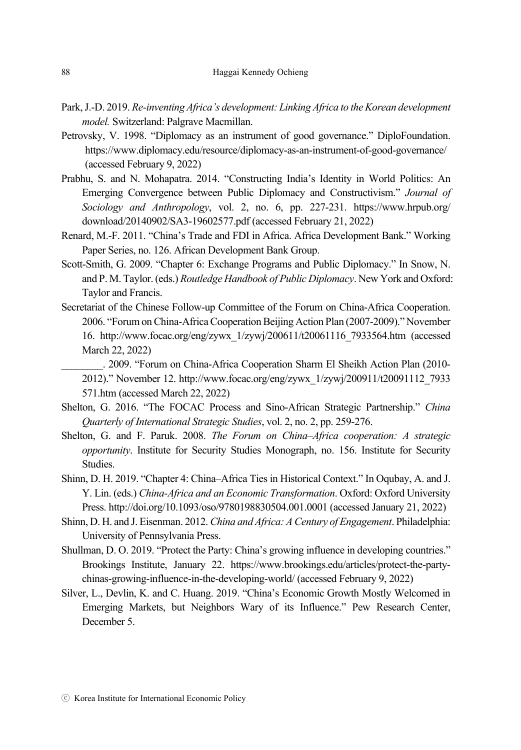Park, J.-D. 2019. *Re-inventing Africa's development: Linking Africa to the Korean development model.* Switzerland: Palgrave Macmillan.

Petrovsky, V. 1998. "Diplomacy as an instrument of good governance." DiploFoundation. https://www.diplomacy.edu/resource/diplomacy-as-an-instrument-of-good-governance/ (accessed February 9, 2022)

Prabhu, S. and N. Mohapatra. 2014. "Constructing India's Identity in World Politics: An Emerging Convergence between Public Diplomacy and Constructivism." *Journal of Sociology and Anthropology*, vol. 2, no. 6, pp. 227-231. https://www.hrpub.org/download/20140902/SA3-19602577.pdf (accessed February 21, 2022)

Renard, M.-F. 2011. "China's Trade and FDI in Africa. Africa Development Bank." Working Paper Series, no. 126. African Development Bank Group.

Scott-Smith, G. 2009. "Chapter 6: Exchange Programs and Public Diplomacy." In Snow, N. and P. M. Taylor. (eds.) *Routledge Handbook of Public Diplomacy*. New York and Oxford: Taylor and Francis.

Secretariat of the Chinese Follow-up Committee of the Forum on China-Africa Cooperation. 2006. "Forum on China-Africa Cooperation Beijing Action Plan (2007-2009)." November 16. http://www.focac.org/eng/zywx_1/zywj/200611/t20061116_7933564.htm (accessed March 22, 2022)

________. 2009. "Forum on China-Africa Cooperation Sharm El Sheikh Action Plan (2010-2012)." November 12. http://www.focac.org/eng/zywx_1/zywj/200911/t20091112_7933571.htm (accessed March 22, 2022)

Shelton, G. 2016. "The FOCAC Process and Sino-African Strategic Partnership." *China Quarterly of International Strategic Studies*, vol. 2, no. 2, pp. 259-276.

Shelton, G. and F. Paruk. 2008. *The Forum on China–Africa cooperation: A strategic opportunity*. Institute for Security Studies Monograph, no. 156. Institute for Security Studies.

Shinn, D. H. 2019. "Chapter 4: China–Africa Ties in Historical Context." In Oqubay, A. and J. Y. Lin. (eds.) *China-Africa and an Economic Transformation*. Oxford: Oxford University Press. http://doi.org/10.1093/oso/9780198830504.001.0001 (accessed January 21, 2022)

Shinn, D. H. and J. Eisenman. 2012. *China and Africa: A Century of Engagement*. Philadelphia: University of Pennsylvania Press.

Shullman, D. O. 2019. "Protect the Party: China's growing influence in developing countries." Brookings Institute, January 22. https://www.brookings.edu/articles/protect-the-party-chinas-growing-influence-in-the-developing-world/ (accessed February 9, 2022)

Silver, L., Devlin, K. and C. Huang. 2019. "China's Economic Growth Mostly Welcomed in Emerging Markets, but Neighbors Wary of its Influence." Pew Research Center, December 5.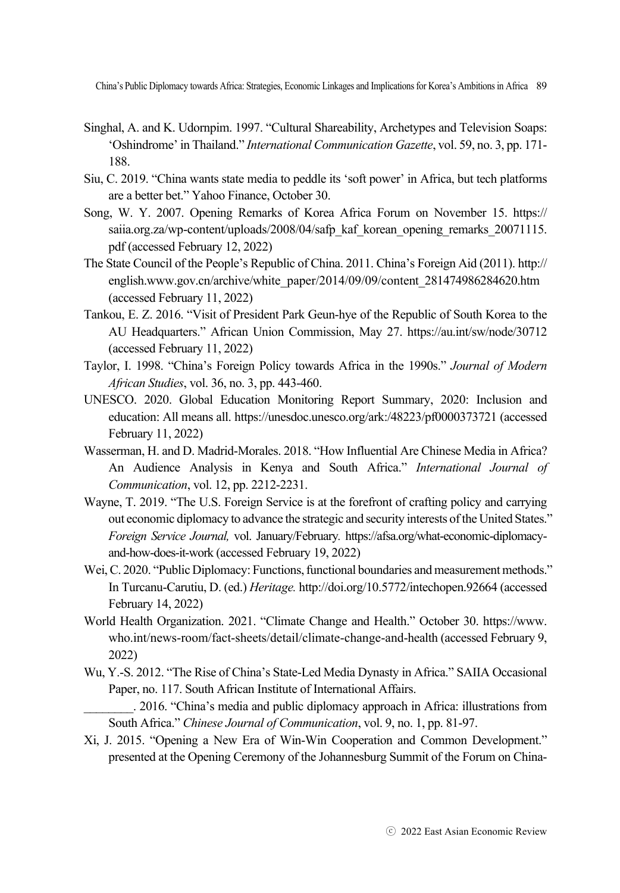Singhal, A. and K. Udornpim. 1997. "Cultural Shareability, Archetypes and Television Soaps: 'Oshindrome' in Thailand." *International Communication Gazette*, vol. 59, no. 3, pp. 171-188.

Siu, C. 2019. "China wants state media to peddle its 'soft power' in Africa, but tech platforms are a better bet." Yahoo Finance, October 30.

Song, W. Y. 2007. Opening Remarks of Korea Africa Forum on November 15. https://saiia.org.za/wp-content/uploads/2008/04/safp_kaf_korean_opening_remarks_20071115.pdf (accessed February 12, 2022)

The State Council of the People's Republic of China. 2011. China's Foreign Aid (2011). http://english.www.gov.cn/archive/white_paper/2014/09/09/content_281474986284620.htm (accessed February 11, 2022)

Tankou, E. Z. 2016. "Visit of President Park Geun-hye of the Republic of South Korea to the AU Headquarters." African Union Commission, May 27. https://au.int/sw/node/30712 (accessed February 11, 2022)

Taylor, I. 1998. "China's Foreign Policy towards Africa in the 1990s." *Journal of Modern African Studies*, vol. 36, no. 3, pp. 443-460.

UNESCO. 2020. Global Education Monitoring Report Summary, 2020: Inclusion and education: All means all. https://unesdoc.unesco.org/ark:/48223/pf0000373721 (accessed February 11, 2022)

Wasserman, H. and D. Madrid-Morales. 2018. "How Influential Are Chinese Media in Africa? An Audience Analysis in Kenya and South Africa." *International Journal of Communication*, vol. 12, pp. 2212-2231.

Wayne, T. 2019. "The U.S. Foreign Service is at the forefront of crafting policy and carrying out economic diplomacy to advance the strategic and security interests of the United States." *Foreign Service Journal,* vol. January/February. https://afsa.org/what-economic-diplomacy-and-how-does-it-work (accessed February 19, 2022)

Wei, C. 2020. "Public Diplomacy: Functions, functional boundaries and measurement methods." In Turcanu-Carutiu, D. (ed.) *Heritage.* http://doi.org/10.5772/intechopen.92664 (accessed February 14, 2022)

World Health Organization. 2021. "Climate Change and Health." October 30. https://www.who.int/news-room/fact-sheets/detail/climate-change-and-health (accessed February 9, 2022)

Wu, Y.-S. 2012. "The Rise of China's State-Led Media Dynasty in Africa." SAIIA Occasional Paper, no. 117. South African Institute of International Affairs.

________. 2016. "China's media and public diplomacy approach in Africa: illustrations from South Africa." *Chinese Journal of Communication*, vol. 9, no. 1, pp. 81-97.

Xi, J. 2015. "Opening a New Era of Win-Win Cooperation and Common Development." presented at the Opening Ceremony of the Johannesburg Summit of the Forum on China-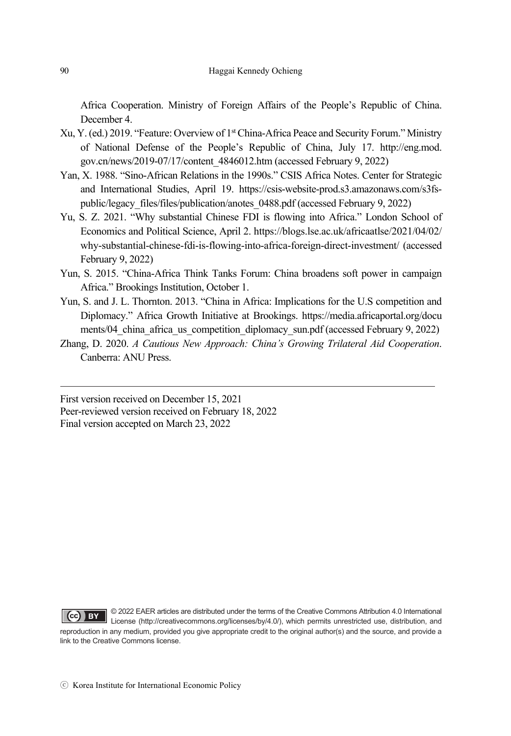Africa Cooperation. Ministry of Foreign Affairs of the People's Republic of China. December 4.

Xu, Y. (ed.) 2019. "Feature: Overview of 1st China-Africa Peace and Security Forum." Ministry of National Defense of the People's Republic of China, July 17. http://eng.mod.gov.cn/news/2019-07/17/content_4846012.htm (accessed February 9, 2022)

Yan, X. 1988. "Sino-African Relations in the 1990s." CSIS Africa Notes. Center for Strategic and International Studies, April 19. https://csis-website-prod.s3.amazonaws.com/s3fs-public/legacy_files/files/publication/anotes_0488.pdf (accessed February 9, 2022)

Yu, S. Z. 2021. "Why substantial Chinese FDI is flowing into Africa." London School of Economics and Political Science, April 2. https://blogs.lse.ac.uk/africaatlse/2021/04/02/why-substantial-chinese-fdi-is-flowing-into-africa-foreign-direct-investment/ (accessed February 9, 2022)

Yun, S. 2015. "China-Africa Think Tanks Forum: China broadens soft power in campaign Africa." Brookings Institution, October 1.

Yun, S. and J. L. Thornton. 2013. "China in Africa: Implications for the U.S competition and Diplomacy." Africa Growth Initiative at Brookings. https://media.africaportal.org/documents/04_china_africa_us_competition_diplomacy_sun.pdf (accessed February 9, 2022)

Zhang, D. 2020. *A Cautious New Approach: China's Growing Trilateral Aid Cooperation*. Canberra: ANU Press.

---

First version received on December 15, 2021
Peer-reviewed version received on February 18, 2022
Final version accepted on March 23, 2022

© 2022 EAER articles are distributed under the terms of the Creative Commons Attribution 4.0 International License (http://creativecommons.org/licenses/by/4.0/), which permits unrestricted use, distribution, and reproduction in any medium, provided you give appropriate credit to the original author(s) and the source, and provide a link to the Creative Commons license.

ⓒ Korea Institute for International Economic Policy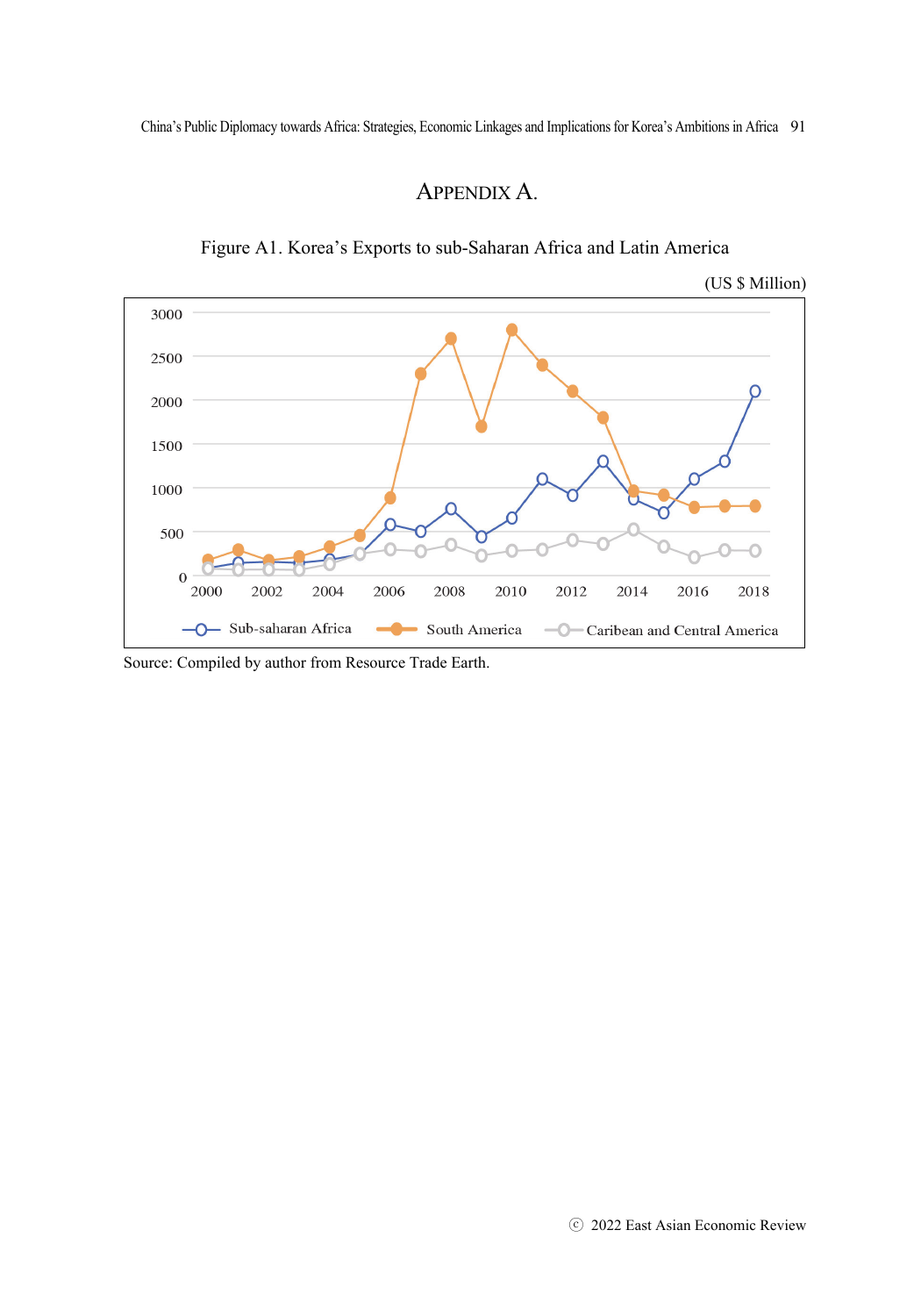# Appendix A.

Figure A1. Korea's Exports to sub-Saharan Africa and Latin America

(US $ Million)

3000
2500
2000
1500
1000
500
0

2000 2002 2004 2006 2008 2010 2012 2014 2016 2018

Sub-saharan Africa
South America
Caribean and Central America

Source: Compiled by author from Resource Trade Earth.